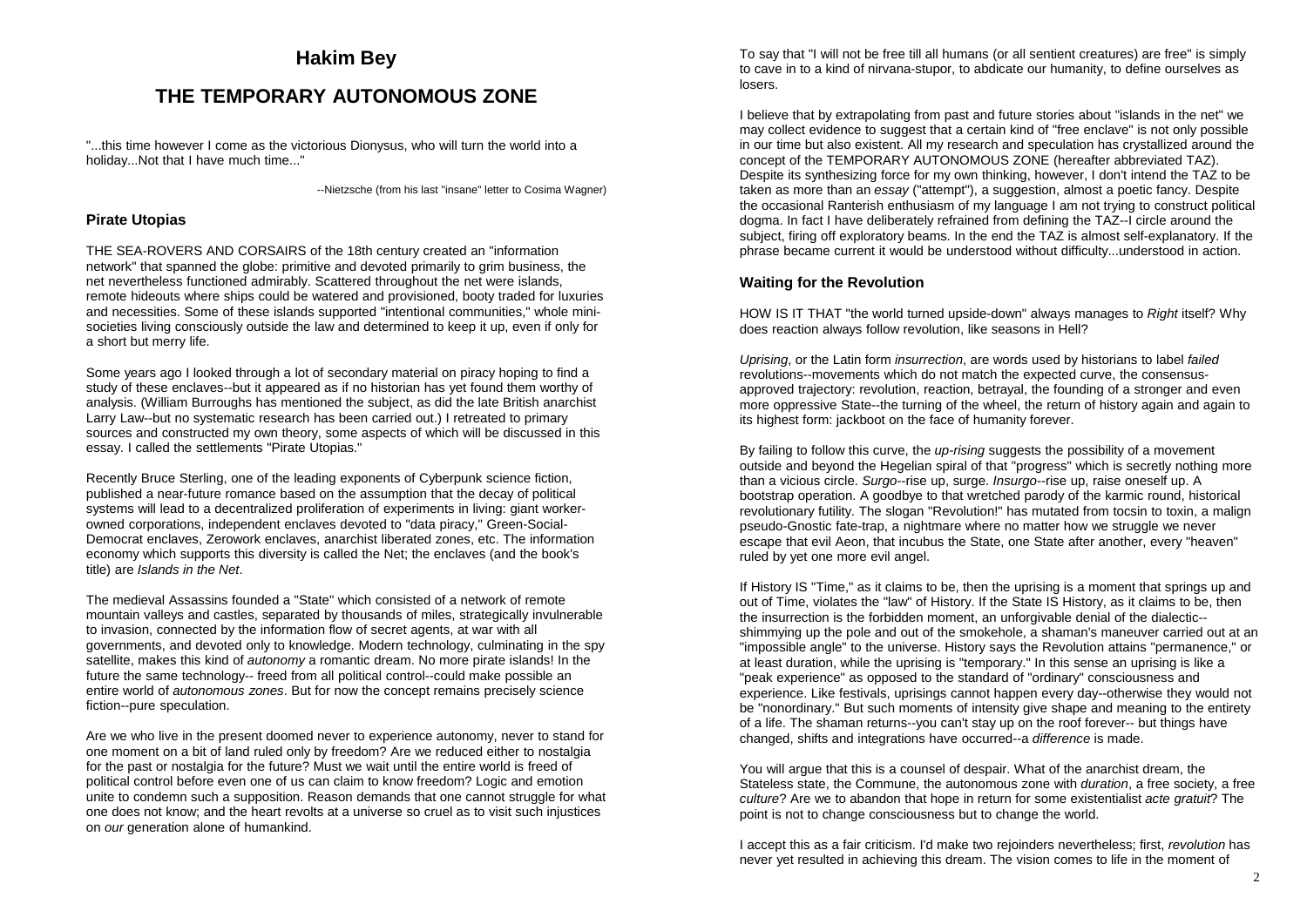# Hakim Bey

# THE TEMPORARY AUTONOMOUS ZONE

"...this time however I come as the victorious Dionysus, who will turn the world into a holiday...Not that I have much time..."

--Nietzsche (from his last "insane" letter to Cosima Wagner)

## Pirate Utopias

THE SEA-ROVERS AND CORSAIRS of the 18th century created an "information network" that spanned the globe: primitive and devoted primarily to grim business, the net nevertheless functioned admirably. Scattered throughout the net were islands, remote hideouts where ships could be watered and provisioned, booty traded for luxuries and necessities. Some of these islands supported "intentional communities," whole mini-societies living consciously outside the law and determined to keep it up, even if only for a short but merry life.

Some years ago I looked through a lot of secondary material on piracy hoping to find a study of these enclaves--but it appeared as if no historian has yet found them worthy of analysis. (William Burroughs has mentioned the subject, as did the late British anarchist Larry Law--but no systematic research has been carried out.) I retreated to primary sources and constructed my own theory, some aspects of which will be discussed in this essay. I called the settlements "Pirate Utopias."

Recently Bruce Sterling, one of the leading exponents of Cyberpunk science fiction, published a near-future romance based on the assumption that the decay of political systems will lead to a decentralized proliferation of experiments in living: giant worker-owned corporations, independent enclaves devoted to "data piracy," Green-Social-Democrat enclaves, Zerowork enclaves, anarchist liberated zones, etc. The information economy which supports this diversity is called the Net; the enclaves (and the book's title) are *Islands in the Net*.

The medieval Assassins founded a "State" which consisted of a network of remote mountain valleys and castles, separated by thousands of miles, strategically invulnerable to invasion, connected by the information flow of secret agents, at war with all governments, and devoted only to knowledge. Modern technology, culminating in the spy satellite, makes this kind of *autonomy* a romantic dream. No more pirate islands! In the future the same technology-- freed from all political control--could make possible an entire world of *autonomous zones*. But for now the concept remains precisely science fiction--pure speculation.

Are we who live in the present doomed never to experience autonomy, never to stand for one moment on a bit of land ruled only by freedom? Are we reduced either to nostalgia for the past or nostalgia for the future? Must we wait until the entire world is freed of political control before even one of us can claim to know freedom? Logic and emotion unite to condemn such a supposition. Reason demands that one cannot struggle for what one does not know; and the heart revolts at a universe so cruel as to visit such injustices on *our* generation alone of humankind.

To say that "I will not be free till all humans (or all sentient creatures) are free" is simply to cave in to a kind of nirvana-stupor, to abdicate our humanity, to define ourselves as losers.

I believe that by extrapolating from past and future stories about "islands in the net" we may collect evidence to suggest that a certain kind of "free enclave" is not only possible in our time but also existent. All my research and speculation has crystallized around the concept of the TEMPORARY AUTONOMOUS ZONE (hereafter abbreviated TAZ). Despite its synthesizing force for my own thinking, however, I don't intend the TAZ to be taken as more than an *essay* ("attempt"), a suggestion, almost a poetic fancy. Despite the occasional Ranterish enthusiasm of my language I am not trying to construct political dogma. In fact I have deliberately refrained from defining the TAZ--I circle around the subject, firing off exploratory beams. In the end the TAZ is almost self-explanatory. If the phrase became current it would be understood without difficulty...understood in action.

## Waiting for the Revolution

HOW IS IT THAT "the world turned upside-down" always manages to *Right* itself? Why does reaction always follow revolution, like seasons in Hell?

*Uprising*, or the Latin form *insurrection*, are words used by historians to label *failed* revolutions--movements which do not match the expected curve, the consensus-approved trajectory: revolution, reaction, betrayal, the founding of a stronger and even more oppressive State--the turning of the wheel, the return of history again and again to its highest form: jackboot on the face of humanity forever.

By failing to follow this curve, the *up-rising* suggests the possibility of a movement outside and beyond the Hegelian spiral of that "progress" which is secretly nothing more than a vicious circle. *Surgo*--rise up, surge. *Insurgo*--rise up, raise oneself up. A bootstrap operation. A goodbye to that wretched parody of the karmic round, historical revolutionary futility. The slogan "Revolution!" has mutated from tocsin to toxin, a malign pseudo-Gnostic fate-trap, a nightmare where no matter how we struggle we never escape that evil Aeon, that incubus the State, one State after another, every "heaven" ruled by yet one more evil angel.

If History IS "Time," as it claims to be, then the uprising is a moment that springs up and out of Time, violates the "law" of History. If the State IS History, as it claims to be, then the insurrection is the forbidden moment, an unforgivable denial of the dialectic--shimmying up the pole and out of the smokehole, a shaman's maneuver carried out at an "impossible angle" to the universe. History says the Revolution attains "permanence," or at least duration, while the uprising is "temporary." In this sense an uprising is like a "peak experience" as opposed to the standard of "ordinary" consciousness and experience. Like festivals, uprisings cannot happen every day--otherwise they would not be "nonordinary." But such moments of intensity give shape and meaning to the entirety of a life. The shaman returns--you can't stay up on the roof forever-- but things have changed, shifts and integrations have occurred--a *difference* is made.

You will argue that this is a counsel of despair. What of the anarchist dream, the Stateless state, the Commune, the autonomous zone with *duration*, a free society, a free *culture*? Are we to abandon that hope in return for some existentialist *acte gratuit*? The point is not to change consciousness but to change the world.

I accept this as a fair criticism. I'd make two rejoinders nevertheless; first, *revolution* has never yet resulted in achieving this dream. The vision comes to life in the moment of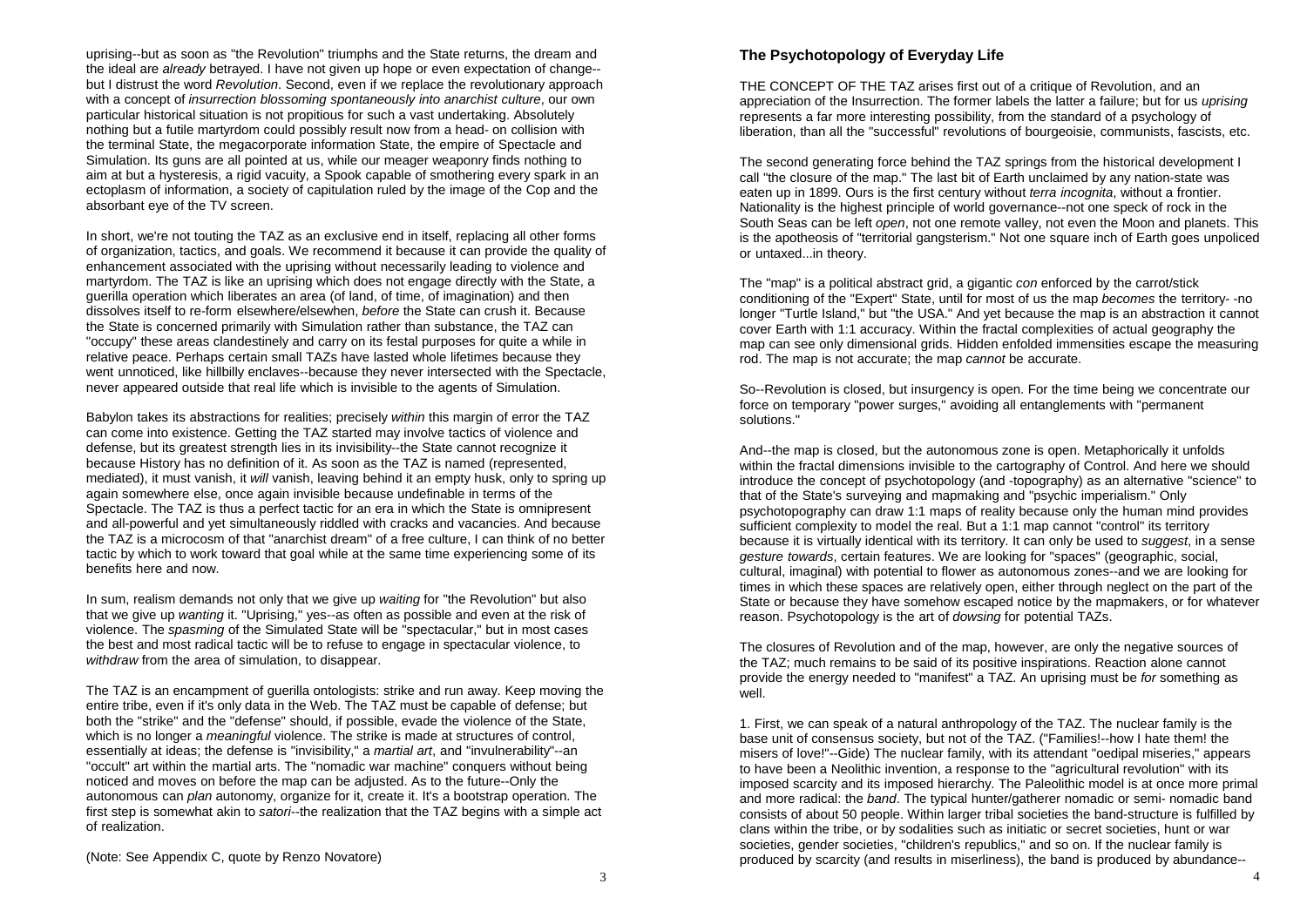uprising--but as soon as "the Revolution" triumphs and the State returns, the dream and the ideal are *already* betrayed. I have not given up hope or even expectation of change--but I distrust the word *Revolution*. Second, even if we replace the revolutionary approach with a concept of *insurrection blossoming spontaneously into anarchist culture*, our own particular historical situation is not propitious for such a vast undertaking. Absolutely nothing but a futile martyrdom could possibly result now from a head- on collision with the terminal State, the megacorporate information State, the empire of Spectacle and Simulation. Its guns are all pointed at us, while our meager weaponry finds nothing to aim at but a hysteresis, a rigid vacuity, a Spook capable of smothering every spark in an ectoplasm of information, a society of capitulation ruled by the image of the Cop and the absorbant eye of the TV screen.

In short, we're not touting the TAZ as an exclusive end in itself, replacing all other forms of organization, tactics, and goals. We recommend it because it can provide the quality of enhancement associated with the uprising without necessarily leading to violence and martyrdom. The TAZ is like an uprising which does not engage directly with the State, a guerilla operation which liberates an area (of land, of time, of imagination) and then dissolves itself to re-form elsewhere/elsewhen, *before* the State can crush it. Because the State is concerned primarily with Simulation rather than substance, the TAZ can "occupy" these areas clandestinely and carry on its festal purposes for quite a while in relative peace. Perhaps certain small TAZs have lasted whole lifetimes because they went unnoticed, like hillbilly enclaves--because they never intersected with the Spectacle, never appeared outside that real life which is invisible to the agents of Simulation.

Babylon takes its abstractions for realities; precisely *within* this margin of error the TAZ can come into existence. Getting the TAZ started may involve tactics of violence and defense, but its greatest strength lies in its invisibility--the State cannot recognize it because History has no definition of it. As soon as the TAZ is named (represented, mediated), it must vanish, it *will* vanish, leaving behind it an empty husk, only to spring up again somewhere else, once again invisible because undefinable in terms of the Spectacle. The TAZ is thus a perfect tactic for an era in which the State is omnipresent and all-powerful and yet simultaneously riddled with cracks and vacancies. And because the TAZ is a microcosm of that "anarchist dream" of a free culture, I can think of no better tactic by which to work toward that goal while at the same time experiencing some of its benefits here and now.

In sum, realism demands not only that we give up *waiting* for "the Revolution" but also that we give up *wanting* it. "Uprising," yes--as often as possible and even at the risk of violence. The *spasming* of the Simulated State will be "spectacular," but in most cases the best and most radical tactic will be to refuse to engage in spectacular violence, to *withdraw* from the area of simulation, to disappear.

The TAZ is an encampment of guerilla ontologists: strike and run away. Keep moving the entire tribe, even if it's only data in the Web. The TAZ must be capable of defense; but both the "strike" and the "defense" should, if possible, evade the violence of the State, which is no longer a *meaningful* violence. The strike is made at structures of control, essentially at ideas; the defense is "invisibility," a *martial art*, and "invulnerability"--an "occult" art within the martial arts. The "nomadic war machine" conquers without being noticed and moves on before the map can be adjusted. As to the future--Only the autonomous can *plan* autonomy, organize for it, create it. It's a bootstrap operation. The first step is somewhat akin to *satori*--the realization that the TAZ begins with a simple act of realization.

(Note: See Appendix C, quote by Renzo Novatore)

### The Psychotopology of Everyday Life

THE CONCEPT OF THE TAZ arises first out of a critique of Revolution, and an appreciation of the Insurrection. The former labels the latter a failure; but for us *uprising* represents a far more interesting possibility, from the standard of a psychology of liberation, than all the "successful" revolutions of bourgeoisie, communists, fascists, etc.

The second generating force behind the TAZ springs from the historical development I call "the closure of the map." The last bit of Earth unclaimed by any nation-state was eaten up in 1899. Ours is the first century without *terra incognita*, without a frontier. Nationality is the highest principle of world governance--not one speck of rock in the South Seas can be left *open*, not one remote valley, not even the Moon and planets. This is the apotheosis of "territorial gangsterism." Not one square inch of Earth goes unpoliced or untaxed...in theory.

The "map" is a political abstract grid, a gigantic *con* enforced by the carrot/stick conditioning of the "Expert" State, until for most of us the map *becomes* the territory- -no longer "Turtle Island," but "the USA." And yet because the map is an abstraction it cannot cover Earth with 1:1 accuracy. Within the fractal complexities of actual geography the map can see only dimensional grids. Hidden enfolded immensities escape the measuring rod. The map is not accurate; the map *cannot* be accurate.

So--Revolution is closed, but insurgency is open. For the time being we concentrate our force on temporary "power surges," avoiding all entanglements with "permanent solutions."

And--the map is closed, but the autonomous zone is open. Metaphorically it unfolds within the fractal dimensions invisible to the cartography of Control. And here we should introduce the concept of psychotopology (and -topography) as an alternative "science" to that of the State's surveying and mapmaking and "psychic imperialism." Only psychotopography can draw 1:1 maps of reality because only the human mind provides sufficient complexity to model the real. But a 1:1 map cannot "control" its territory because it is virtually identical with its territory. It can only be used to *suggest*, in a sense *gesture towards*, certain features. We are looking for "spaces" (geographic, social, cultural, imaginal) with potential to flower as autonomous zones--and we are looking for times in which these spaces are relatively open, either through neglect on the part of the State or because they have somehow escaped notice by the mapmakers, or for whatever reason. Psychotopology is the art of *dowsing* for potential TAZs.

The closures of Revolution and of the map, however, are only the negative sources of the TAZ; much remains to be said of its positive inspirations. Reaction alone cannot provide the energy needed to "manifest" a TAZ. An uprising must be *for* something as well.

1. First, we can speak of a natural anthropology of the TAZ. The nuclear family is the base unit of consensus society, but not of the TAZ. ("Families!--how I hate them! the misers of love!"--Gide) The nuclear family, with its attendant "oedipal miseries," appears to have been a Neolithic invention, a response to the "agricultural revolution" with its imposed scarcity and its imposed hierarchy. The Paleolithic model is at once more primal and more radical: the *band*. The typical hunter/gatherer nomadic or semi- nomadic band consists of about 50 people. Within larger tribal societies the band-structure is fulfilled by clans within the tribe, or by sodalities such as initiatic or secret societies, hunt or war societies, gender societies, "children's republics," and so on. If the nuclear family is produced by scarcity (and results in miserliness), the band is produced by abundance--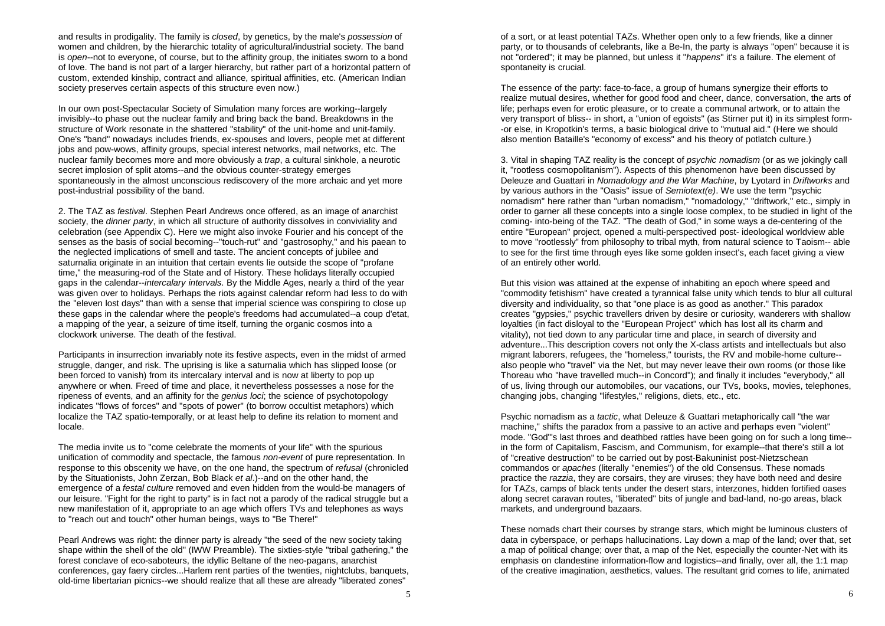and results in prodigality. The family is *closed*, by genetics, by the male's *possession* of women and children, by the hierarchic totality of agricultural/industrial society. The band is *open*--not to everyone, of course, but to the affinity group, the initiates sworn to a bond of love. The band is not part of a larger hierarchy, but rather part of a horizontal pattern of custom, extended kinship, contract and alliance, spiritual affinities, etc. (American Indian society preserves certain aspects of this structure even now.)

In our own post-Spectacular Society of Simulation many forces are working--largely invisibly--to phase out the nuclear family and bring back the band. Breakdowns in the structure of Work resonate in the shattered "stability" of the unit-home and unit-family. One's "band" nowadays includes friends, ex-spouses and lovers, people met at different jobs and pow-wows, affinity groups, special interest networks, mail networks, etc. The nuclear family becomes more and more obviously a *trap*, a cultural sinkhole, a neurotic secret implosion of split atoms--and the obvious counter-strategy emerges spontaneously in the almost unconscious rediscovery of the more archaic and yet more post-industrial possibility of the band.

2. The TAZ as *festival*. Stephen Pearl Andrews once offered, as an image of anarchist society, the *dinner party*, in which all structure of authority dissolves in conviviality and celebration (see Appendix C). Here we might also invoke Fourier and his concept of the senses as the basis of social becoming--"touch-rut" and "gastrosophy," and his paean to the neglected implications of smell and taste. The ancient concepts of jubilee and saturnalia originate in an intuition that certain events lie outside the scope of "profane time," the measuring-rod of the State and of History. These holidays literally occupied gaps in the calendar--*intercalary intervals*. By the Middle Ages, nearly a third of the year was given over to holidays. Perhaps the riots against calendar reform had less to do with the "eleven lost days" than with a sense that imperial science was conspiring to close up these gaps in the calendar where the people's freedoms had accumulated--a coup d'etat, a mapping of the year, a seizure of time itself, turning the organic cosmos into a clockwork universe. The death of the festival.

Participants in insurrection invariably note its festive aspects, even in the midst of armed struggle, danger, and risk. The uprising is like a saturnalia which has slipped loose (or been forced to vanish) from its intercalary interval and is now at liberty to pop up anywhere or when. Freed of time and place, it nevertheless possesses a nose for the ripeness of events, and an affinity for the *genius loci*; the science of psychotopology indicates "flows of forces" and "spots of power" (to borrow occultist metaphors) which localize the TAZ spatio-temporally, or at least help to define its relation to moment and locale.

The media invite us to "come celebrate the moments of your life" with the spurious unification of commodity and spectacle, the famous *non-event* of pure representation. In response to this obscenity we have, on the one hand, the spectrum of *refusal* (chronicled by the Situationists, John Zerzan, Bob Black *et al*.)--and on the other hand, the emergence of a *festal culture* removed and even hidden from the would-be managers of our leisure. "Fight for the right to party" is in fact not a parody of the radical struggle but a new manifestation of it, appropriate to an age which offers TVs and telephones as ways to "reach out and touch" other human beings, ways to "Be There!"

Pearl Andrews was right: the dinner party is already "the seed of the new society taking shape within the shell of the old" (IWW Preamble). The sixties-style "tribal gathering," the forest conclave of eco-saboteurs, the idyllic Beltane of the neo-pagans, anarchist conferences, gay faery circles...Harlem rent parties of the twenties, nightclubs, banquets, old-time libertarian picnics--we should realize that all these are already "liberated zones" of a sort, or at least potential TAZs. Whether open only to a few friends, like a dinner party, or to thousands of celebrants, like a Be-In, the party is always "open" because it is not "ordered"; it may be planned, but unless it "*happens*" it's a failure. The element of spontaneity is crucial.

The essence of the party: face-to-face, a group of humans synergize their efforts to realize mutual desires, whether for good food and cheer, dance, conversation, the arts of life; perhaps even for erotic pleasure, or to create a communal artwork, or to attain the very transport of bliss-- in short, a "union of egoists" (as Stirner put it) in its simplest form--or else, in Kropotkin's terms, a basic biological drive to "mutual aid." (Here we should also mention Bataille's "economy of excess" and his theory of potlatch culture.)

3. Vital in shaping TAZ reality is the concept of *psychic nomadism* (or as we jokingly call it, "rootless cosmopolitanism"). Aspects of this phenomenon have been discussed by Deleuze and Guattari in *Nomadology and the War Machine*, by Lyotard in *Driftworks* and by various authors in the "Oasis" issue of *Semiotext(e)*. We use the term "psychic nomadism" here rather than "urban nomadism," "nomadology," "driftwork," etc., simply in order to garner all these concepts into a single loose complex, to be studied in light of the coming- into-being of the TAZ. "The death of God," in some ways a de-centering of the entire "European" project, opened a multi-perspectived post- ideological worldview able to move "rootlessly" from philosophy to tribal myth, from natural science to Taoism-- able to see for the first time through eyes like some golden insect's, each facet giving a view of an entirely other world.

But this vision was attained at the expense of inhabiting an epoch where speed and "commodity fetishism" have created a tyrannical false unity which tends to blur all cultural diversity and individuality, so that "one place is as good as another." This paradox creates "gypsies," psychic travellers driven by desire or curiosity, wanderers with shallow loyalties (in fact disloyal to the "European Project" which has lost all its charm and vitality), not tied down to any particular time and place, in search of diversity and adventure...This description covers not only the X-class artists and intellectuals but also migrant laborers, refugees, the "homeless," tourists, the RV and mobile-home culture--also people who "travel" via the Net, but may never leave their own rooms (or those like Thoreau who "have travelled much--in Concord"); and finally it includes "everybody," all of us, living through our automobiles, our vacations, our TVs, books, movies, telephones, changing jobs, changing "lifestyles," religions, diets, etc., etc.

Psychic nomadism as a *tactic*, what Deleuze & Guattari metaphorically call "the war machine," shifts the paradox from a passive to an active and perhaps even "violent" mode. "God"'s last throes and deathbed rattles have been going on for such a long time--in the form of Capitalism, Fascism, and Communism, for example--that there's still a lot of "creative destruction" to be carried out by post-Bakuninist post-Nietzschean commandos or *apaches* (literally "enemies") of the old Consensus. These nomads practice the *razzia*, they are corsairs, they are viruses; they have both need and desire for TAZs, camps of black tents under the desert stars, interzones, hidden fortified oases along secret caravan routes, "liberated" bits of jungle and bad-land, no-go areas, black markets, and underground bazaars.

These nomads chart their courses by strange stars, which might be luminous clusters of data in cyberspace, or perhaps hallucinations. Lay down a map of the land; over that, set a map of political change; over that, a map of the Net, especially the counter-Net with its emphasis on clandestine information-flow and logistics--and finally, over all, the 1:1 map of the creative imagination, aesthetics, values. The resultant grid comes to life, animated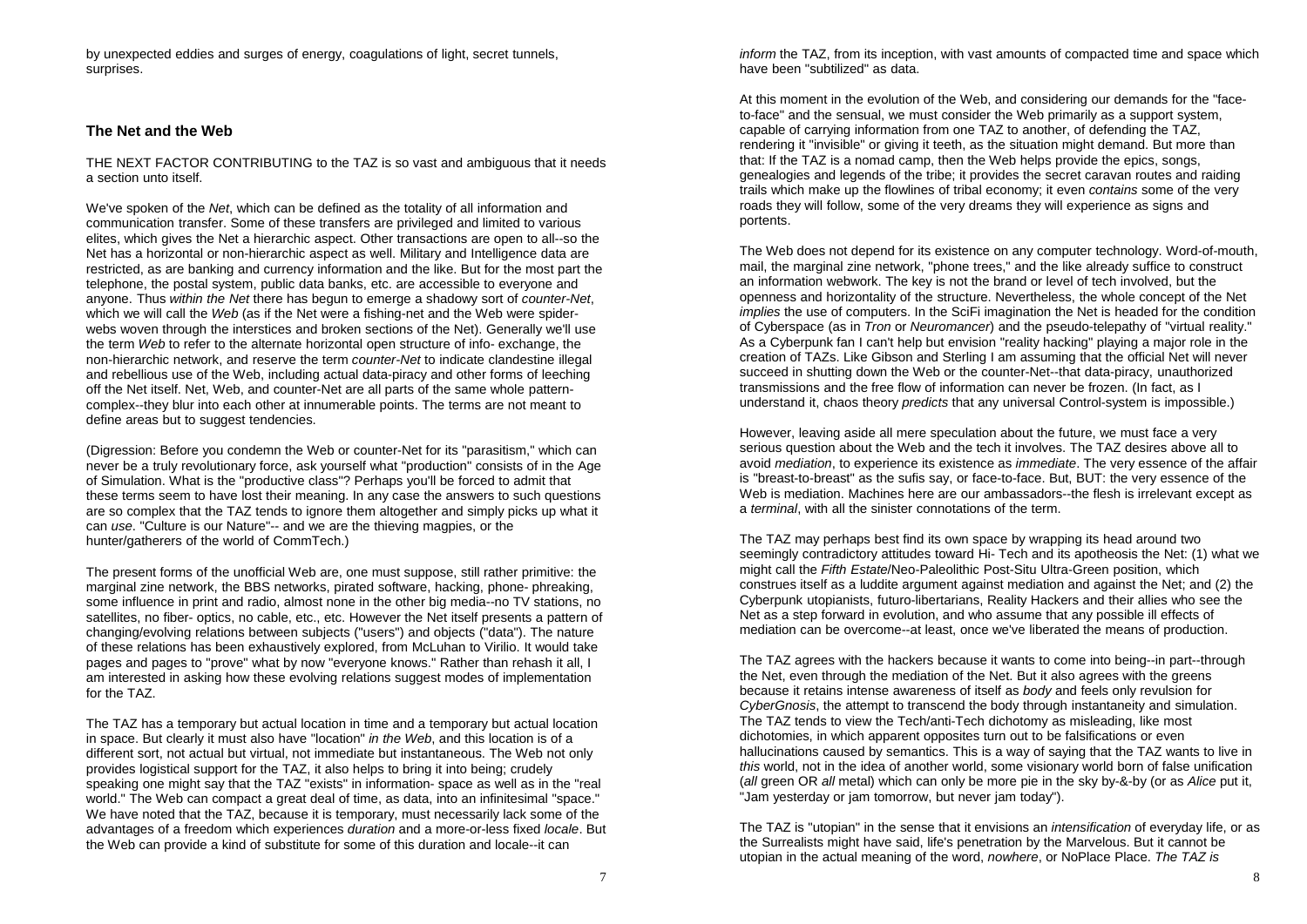by unexpected eddies and surges of energy, coagulations of light, secret tunnels, surprises.

## The Net and the Web

THE NEXT FACTOR CONTRIBUTING to the TAZ is so vast and ambiguous that it needs a section unto itself.

We've spoken of the *Net*, which can be defined as the totality of all information and communication transfer. Some of these transfers are privileged and limited to various elites, which gives the Net a hierarchic aspect. Other transactions are open to all--so the Net has a horizontal or non-hierarchic aspect as well. Military and Intelligence data are restricted, as are banking and currency information and the like. But for the most part the telephone, the postal system, public data banks, etc. are accessible to everyone and anyone. Thus *within the Net* there has begun to emerge a shadowy sort of *counter-Net*, which we will call the *Web* (as if the Net were a fishing-net and the Web were spider-webs woven through the interstices and broken sections of the Net). Generally we'll use the term *Web* to refer to the alternate horizontal open structure of info- exchange, the non-hierarchic network, and reserve the term *counter-Net* to indicate clandestine illegal and rebellious use of the Web, including actual data-piracy and other forms of leeching off the Net itself. Net, Web, and counter-Net are all parts of the same whole pattern-complex--they blur into each other at innumerable points. The terms are not meant to define areas but to suggest tendencies.

(Digression: Before you condemn the Web or counter-Net for its "parasitism," which can never be a truly revolutionary force, ask yourself what "production" consists of in the Age of Simulation. What is the "productive class"? Perhaps you'll be forced to admit that these terms seem to have lost their meaning. In any case the answers to such questions are so complex that the TAZ tends to ignore them altogether and simply picks up what it can *use*. "Culture is our Nature"-- and we are the thieving magpies, or the hunter/gatherers of the world of CommTech.)

The present forms of the unofficial Web are, one must suppose, still rather primitive: the marginal zine network, the BBS networks, pirated software, hacking, phone- phreaking, some influence in print and radio, almost none in the other big media--no TV stations, no satellites, no fiber- optics, no cable, etc., etc. However the Net itself presents a pattern of changing/evolving relations between subjects ("users") and objects ("data"). The nature of these relations has been exhaustively explored, from McLuhan to Virilio. It would take pages and pages to "prove" what by now "everyone knows." Rather than rehash it all, I am interested in asking how these evolving relations suggest modes of implementation for the TAZ.

The TAZ has a temporary but actual location in time and a temporary but actual location in space. But clearly it must also have "location" *in the Web*, and this location is of a different sort, not actual but virtual, not immediate but instantaneous. The Web not only provides logistical support for the TAZ, it also helps to bring it into being; crudely speaking one might say that the TAZ "exists" in information- space as well as in the "real world." The Web can compact a great deal of time, as data, into an infinitesimal "space." We have noted that the TAZ, because it is temporary, must necessarily lack some of the advantages of a freedom which experiences *duration* and a more-or-less fixed *locale*. But the Web can provide a kind of substitute for some of this duration and locale--it can *inform* the TAZ, from its inception, with vast amounts of compacted time and space which have been "subtilized" as data.

At this moment in the evolution of the Web, and considering our demands for the "face-to-face" and the sensual, we must consider the Web primarily as a support system, capable of carrying information from one TAZ to another, of defending the TAZ, rendering it "invisible" or giving it teeth, as the situation might demand. But more than that: If the TAZ is a nomad camp, then the Web helps provide the epics, songs, genealogies and legends of the tribe; it provides the secret caravan routes and raiding trails which make up the flowlines of tribal economy; it even *contains* some of the very roads they will follow, some of the very dreams they will experience as signs and portents.

The Web does not depend for its existence on any computer technology. Word-of-mouth, mail, the marginal zine network, "phone trees," and the like already suffice to construct an information webwork. The key is not the brand or level of tech involved, but the openness and horizontality of the structure. Nevertheless, the whole concept of the Net *implies* the use of computers. In the SciFi imagination the Net is headed for the condition of Cyberspace (as in *Tron* or *Neuromancer*) and the pseudo-telepathy of "virtual reality." As a Cyberpunk fan I can't help but envision "reality hacking" playing a major role in the creation of TAZs. Like Gibson and Sterling I am assuming that the official Net will never succeed in shutting down the Web or the counter-Net--that data-piracy, unauthorized transmissions and the free flow of information can never be frozen. (In fact, as I understand it, chaos theory *predicts* that any universal Control-system is impossible.)

However, leaving aside all mere speculation about the future, we must face a very serious question about the Web and the tech it involves. The TAZ desires above all to avoid *mediation*, to experience its existence as *immediate*. The very essence of the affair is "breast-to-breast" as the sufis say, or face-to-face. But, BUT: the very essence of the Web is mediation. Machines here are our ambassadors--the flesh is irrelevant except as a *terminal*, with all the sinister connotations of the term.

The TAZ may perhaps best find its own space by wrapping its head around two seemingly contradictory attitudes toward Hi- Tech and its apotheosis the Net: (1) what we might call the *Fifth Estate*/Neo-Paleolithic Post-Situ Ultra-Green position, which construes itself as a luddite argument against mediation and against the Net; and (2) the Cyberpunk utopianists, futuro-libertarians, Reality Hackers and their allies who see the Net as a step forward in evolution, and who assume that any possible ill effects of mediation can be overcome--at least, once we've liberated the means of production.

The TAZ agrees with the hackers because it wants to come into being--in part--through the Net, even through the mediation of the Net. But it also agrees with the greens because it retains intense awareness of itself as *body* and feels only revulsion for *CyberGnosis*, the attempt to transcend the body through instantaneity and simulation. The TAZ tends to view the Tech/anti-Tech dichotomy as misleading, like most dichotomies, in which apparent opposites turn out to be falsifications or even hallucinations caused by semantics. This is a way of saying that the TAZ wants to live in *this* world, not in the idea of another world, some visionary world born of false unification (*all* green OR *all* metal) which can only be more pie in the sky by-&-by (or as *Alice* put it, "Jam yesterday or jam tomorrow, but never jam today").

The TAZ is "utopian" in the sense that it envisions an *intensification* of everyday life, or as the Surrealists might have said, life's penetration by the Marvelous. But it cannot be utopian in the actual meaning of the word, *nowhere*, or NoPlace Place. *The TAZ is*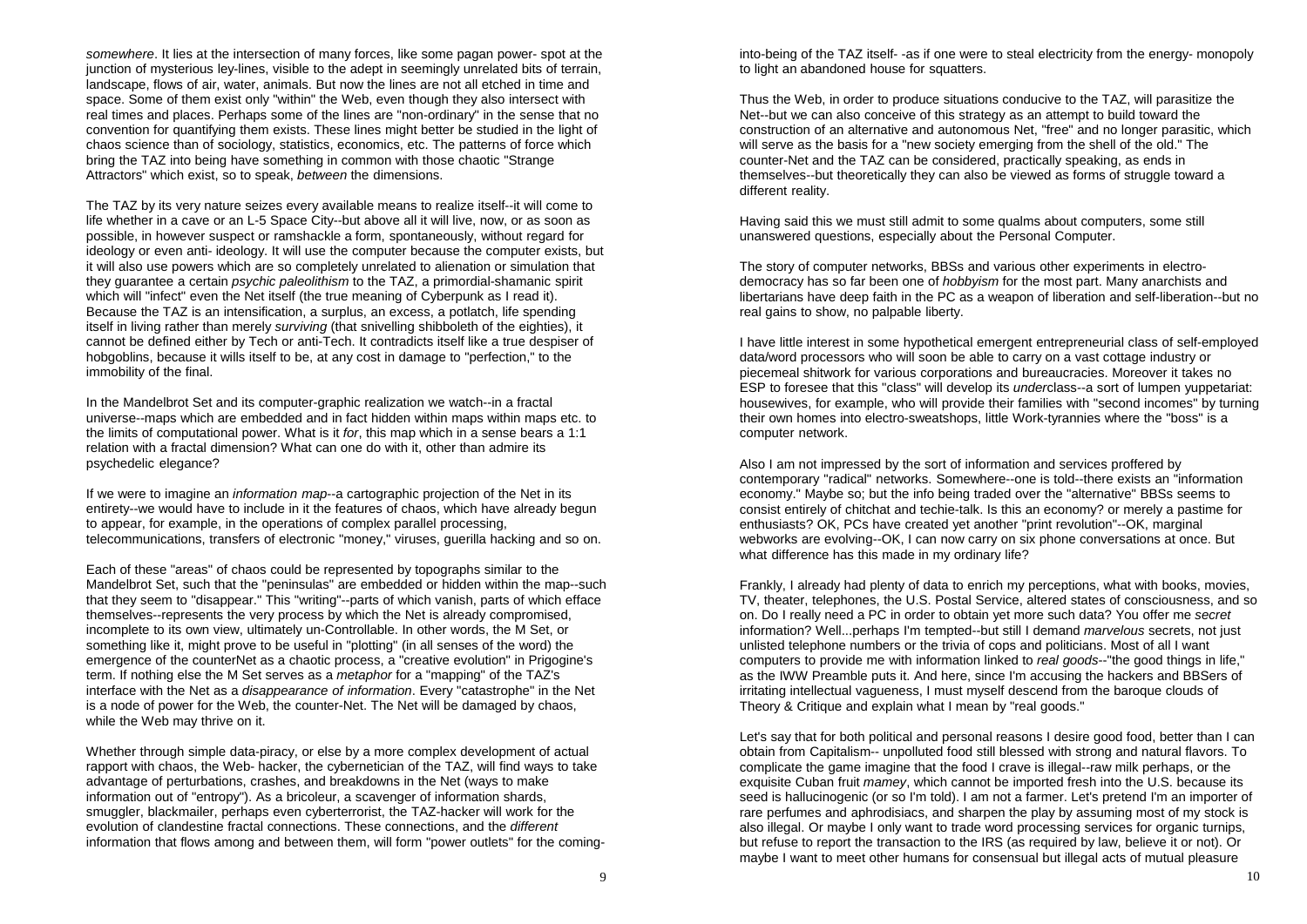*somewhere*. It lies at the intersection of many forces, like some pagan power- spot at the junction of mysterious ley-lines, visible to the adept in seemingly unrelated bits of terrain, landscape, flows of air, water, animals. But now the lines are not all etched in time and space. Some of them exist only "within" the Web, even though they also intersect with real times and places. Perhaps some of the lines are "non-ordinary" in the sense that no convention for quantifying them exists. These lines might better be studied in the light of chaos science than of sociology, statistics, economics, etc. The patterns of force which bring the TAZ into being have something in common with those chaotic "Strange Attractors" which exist, so to speak, *between* the dimensions.

The TAZ by its very nature seizes every available means to realize itself--it will come to life whether in a cave or an L-5 Space City--but above all it will live, now, or as soon as possible, in however suspect or ramshackle a form, spontaneously, without regard for ideology or even anti- ideology. It will use the computer because the computer exists, but it will also use powers which are so completely unrelated to alienation or simulation that they guarantee a certain *psychic paleolithism* to the TAZ, a primordial-shamanic spirit which will "infect" even the Net itself (the true meaning of Cyberpunk as I read it). Because the TAZ is an intensification, a surplus, an excess, a potlatch, life spending itself in living rather than merely *surviving* (that snivelling shibboleth of the eighties), it cannot be defined either by Tech or anti-Tech. It contradicts itself like a true despiser of hobgoblins, because it wills itself to be, at any cost in damage to "perfection," to the immobility of the final.

In the Mandelbrot Set and its computer-graphic realization we watch--in a fractal universe--maps which are embedded and in fact hidden within maps within maps etc. to the limits of computational power. What is it *for*, this map which in a sense bears a 1:1 relation with a fractal dimension? What can one do with it, other than admire its psychedelic elegance?

If we were to imagine an *information map*--a cartographic projection of the Net in its entirety--we would have to include in it the features of chaos, which have already begun to appear, for example, in the operations of complex parallel processing, telecommunications, transfers of electronic "money," viruses, guerilla hacking and so on.

Each of these "areas" of chaos could be represented by topographs similar to the Mandelbrot Set, such that the "peninsulas" are embedded or hidden within the map--such that they seem to "disappear." This "writing"--parts of which vanish, parts of which efface themselves--represents the very process by which the Net is already compromised, incomplete to its own view, ultimately un-Controllable. In other words, the M Set, or something like it, might prove to be useful in "plotting" (in all senses of the word) the emergence of the counterNet as a chaotic process, a "creative evolution" in Prigogine's term. If nothing else the M Set serves as a *metaphor* for a "mapping" of the TAZ's interface with the Net as a *disappearance of information*. Every "catastrophe" in the Net is a node of power for the Web, the counter-Net. The Net will be damaged by chaos, while the Web may thrive on it.

Whether through simple data-piracy, or else by a more complex development of actual rapport with chaos, the Web- hacker, the cybernetician of the TAZ, will find ways to take advantage of perturbations, crashes, and breakdowns in the Net (ways to make information out of "entropy"). As a bricoleur, a scavenger of information shards, smuggler, blackmailer, perhaps even cyberterrorist, the TAZ-hacker will work for the evolution of clandestine fractal connections. These connections, and the *different* information that flows among and between them, will form "power outlets" for the coming-into-being of the TAZ itself- -as if one were to steal electricity from the energy- monopoly to light an abandoned house for squatters.

Thus the Web, in order to produce situations conducive to the TAZ, will parasitize the Net--but we can also conceive of this strategy as an attempt to build toward the construction of an alternative and autonomous Net, "free" and no longer parasitic, which will serve as the basis for a "new society emerging from the shell of the old." The counter-Net and the TAZ can be considered, practically speaking, as ends in themselves--but theoretically they can also be viewed as forms of struggle toward a different reality.

Having said this we must still admit to some qualms about computers, some still unanswered questions, especially about the Personal Computer.

The story of computer networks, BBSs and various other experiments in electro-democracy has so far been one of *hobbyism* for the most part. Many anarchists and libertarians have deep faith in the PC as a weapon of liberation and self-liberation--but no real gains to show, no palpable liberty.

I have little interest in some hypothetical emergent entrepreneurial class of self-employed data/word processors who will soon be able to carry on a vast cottage industry or piecemeal shitwork for various corporations and bureaucracies. Moreover it takes no ESP to foresee that this "class" will develop its *under*class--a sort of lumpen yuppetariat: housewives, for example, who will provide their families with "second incomes" by turning their own homes into electro-sweatshops, little Work-tyrannies where the "boss" is a computer network.

Also I am not impressed by the sort of information and services proffered by contemporary "radical" networks. Somewhere--one is told--there exists an "information economy." Maybe so; but the info being traded over the "alternative" BBSs seems to consist entirely of chitchat and techie-talk. Is this an economy? or merely a pastime for enthusiasts? OK, PCs have created yet another "print revolution"--OK, marginal webworks are evolving--OK, I can now carry on six phone conversations at once. But what difference has this made in my ordinary life?

Frankly, I already had plenty of data to enrich my perceptions, what with books, movies, TV, theater, telephones, the U.S. Postal Service, altered states of consciousness, and so on. Do I really need a PC in order to obtain yet more such data? You offer me *secret* information? Well...perhaps I'm tempted--but still I demand *marvelous* secrets, not just unlisted telephone numbers or the trivia of cops and politicians. Most of all I want computers to provide me with information linked to *real goods*--"the good things in life," as the IWW Preamble puts it. And here, since I'm accusing the hackers and BBSers of irritating intellectual vagueness, I must myself descend from the baroque clouds of Theory & Critique and explain what I mean by "real goods."

Let's say that for both political and personal reasons I desire good food, better than I can obtain from Capitalism-- unpolluted food still blessed with strong and natural flavors. To complicate the game imagine that the food I crave is illegal--raw milk perhaps, or the exquisite Cuban fruit *mamey*, which cannot be imported fresh into the U.S. because its seed is hallucinogenic (or so I'm told). I am not a farmer. Let's pretend I'm an importer of rare perfumes and aphrodisiacs, and sharpen the play by assuming most of my stock is also illegal. Or maybe I only want to trade word processing services for organic turnips, but refuse to report the transaction to the IRS (as required by law, believe it or not). Or maybe I want to meet other humans for consensual but illegal acts of mutual pleasure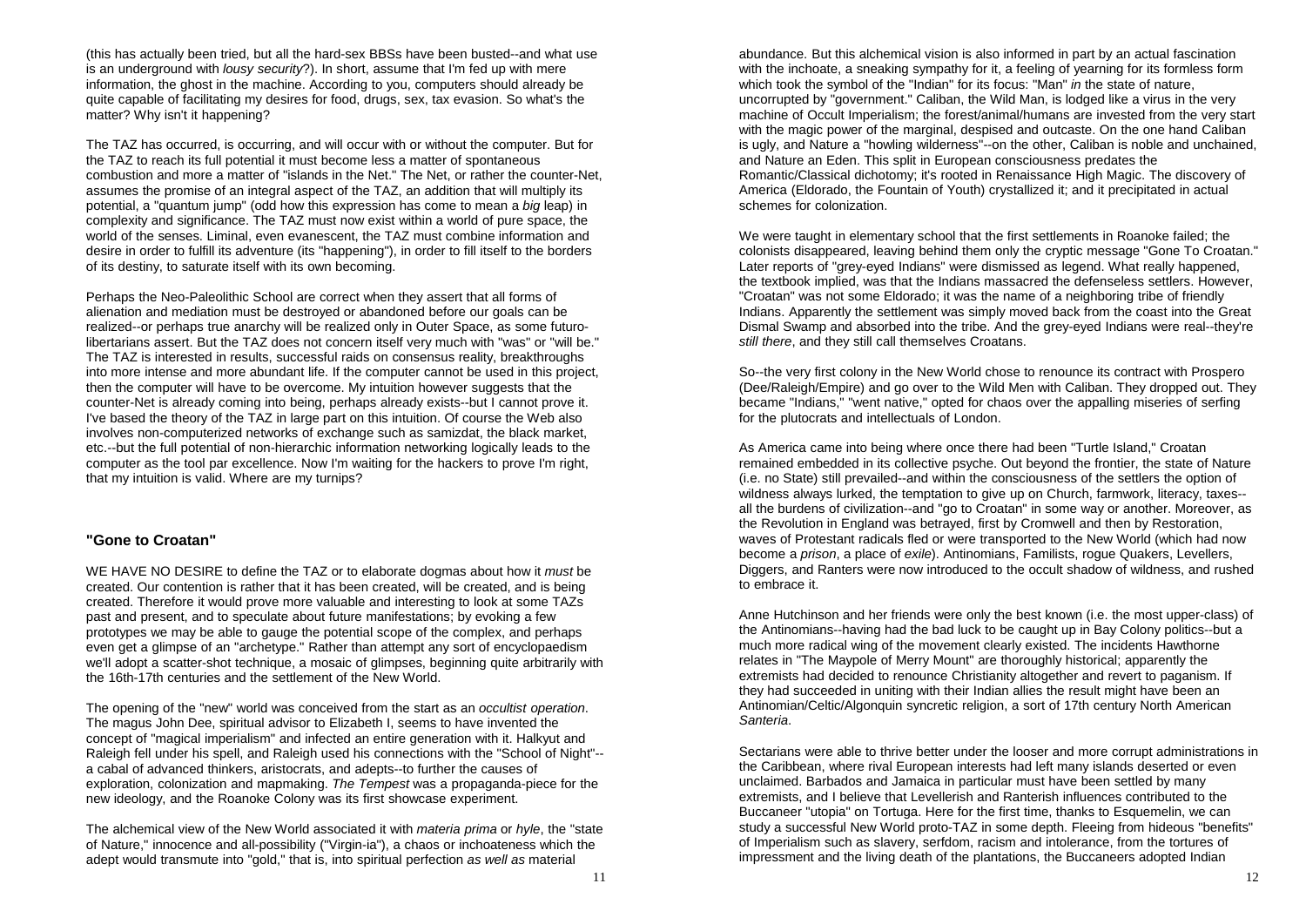(this has actually been tried, but all the hard-sex BBSs have been busted--and what use is an underground with *lousy security*?). In short, assume that I'm fed up with mere information, the ghost in the machine. According to you, computers should already be quite capable of facilitating my desires for food, drugs, sex, tax evasion. So what's the matter? Why isn't it happening?

The TAZ has occurred, is occurring, and will occur with or without the computer. But for the TAZ to reach its full potential it must become less a matter of spontaneous combustion and more a matter of "islands in the Net." The Net, or rather the counter-Net, assumes the promise of an integral aspect of the TAZ, an addition that will multiply its potential, a "quantum jump" (odd how this expression has come to mean a *big* leap) in complexity and significance. The TAZ must now exist within a world of pure space, the world of the senses. Liminal, even evanescent, the TAZ must combine information and desire in order to fulfill its adventure (its "happening"), in order to fill itself to the borders of its destiny, to saturate itself with its own becoming.

Perhaps the Neo-Paleolithic School are correct when they assert that all forms of alienation and mediation must be destroyed or abandoned before our goals can be realized--or perhaps true anarchy will be realized only in Outer Space, as some futuro-libertarians assert. But the TAZ does not concern itself very much with "was" or "will be." The TAZ is interested in results, successful raids on consensus reality, breakthroughs into more intense and more abundant life. If the computer cannot be used in this project, then the computer will have to be overcome. My intuition however suggests that the counter-Net is already coming into being, perhaps already exists--but I cannot prove it. I've based the theory of the TAZ in large part on this intuition. Of course the Web also involves non-computerized networks of exchange such as samizdat, the black market, etc.--but the full potential of non-hierarchic information networking logically leads to the computer as the tool par excellence. Now I'm waiting for the hackers to prove I'm right, that my intuition is valid. Where are my turnips?

## "Gone to Croatan"

WE HAVE NO DESIRE to define the TAZ or to elaborate dogmas about how it *must* be created. Our contention is rather that it has been created, will be created, and is being created. Therefore it would prove more valuable and interesting to look at some TAZs past and present, and to speculate about future manifestations; by evoking a few prototypes we may be able to gauge the potential scope of the complex, and perhaps even get a glimpse of an "archetype." Rather than attempt any sort of encyclopaedism we'll adopt a scatter-shot technique, a mosaic of glimpses, beginning quite arbitrarily with the 16th-17th centuries and the settlement of the New World.

The opening of the "new" world was conceived from the start as an *occultist operation*. The magus John Dee, spiritual advisor to Elizabeth I, seems to have invented the concept of "magical imperialism" and infected an entire generation with it. Halkyut and Raleigh fell under his spell, and Raleigh used his connections with the "School of Night"--a cabal of advanced thinkers, aristocrats, and adepts--to further the causes of exploration, colonization and mapmaking. *The Tempest* was a propaganda-piece for the new ideology, and the Roanoke Colony was its first showcase experiment.

The alchemical view of the New World associated it with *materia prima* or *hyle*, the "state of Nature," innocence and all-possibility ("Virgin-ia"), a chaos or inchoateness which the adept would transmute into "gold," that is, into spiritual perfection *as well as* material abundance. But this alchemical vision is also informed in part by an actual fascination with the inchoate, a sneaking sympathy for it, a feeling of yearning for its formless form which took the symbol of the "Indian" for its focus: "Man" *in* the state of nature, uncorrupted by "government." Caliban, the Wild Man, is lodged like a virus in the very machine of Occult Imperialism; the forest/animal/humans are invested from the very start with the magic power of the marginal, despised and outcaste. On the one hand Caliban is ugly, and Nature a "howling wilderness"--on the other, Caliban is noble and unchained, and Nature an Eden. This split in European consciousness predates the Romantic/Classical dichotomy; it's rooted in Renaissance High Magic. The discovery of America (Eldorado, the Fountain of Youth) crystallized it; and it precipitated in actual schemes for colonization.

We were taught in elementary school that the first settlements in Roanoke failed; the colonists disappeared, leaving behind them only the cryptic message "Gone To Croatan." Later reports of "grey-eyed Indians" were dismissed as legend. What really happened, the textbook implied, was that the Indians massacred the defenseless settlers. However, "Croatan" was not some Eldorado; it was the name of a neighboring tribe of friendly Indians. Apparently the settlement was simply moved back from the coast into the Great Dismal Swamp and absorbed into the tribe. And the grey-eyed Indians were real--they're *still there*, and they still call themselves Croatans.

So--the very first colony in the New World chose to renounce its contract with Prospero (Dee/Raleigh/Empire) and go over to the Wild Men with Caliban. They dropped out. They became "Indians," "went native," opted for chaos over the appalling miseries of serfing for the plutocrats and intellectuals of London.

As America came into being where once there had been "Turtle Island," Croatan remained embedded in its collective psyche. Out beyond the frontier, the state of Nature (i.e. no State) still prevailed--and within the consciousness of the settlers the option of wildness always lurked, the temptation to give up on Church, farmwork, literacy, taxes--all the burdens of civilization--and "go to Croatan" in some way or another. Moreover, as the Revolution in England was betrayed, first by Cromwell and then by Restoration, waves of Protestant radicals fled or were transported to the New World (which had now become a *prison*, a place of *exile*). Antinomians, Familists, rogue Quakers, Levellers, Diggers, and Ranters were now introduced to the occult shadow of wildness, and rushed to embrace it.

Anne Hutchinson and her friends were only the best known (i.e. the most upper-class) of the Antinomians--having had the bad luck to be caught up in Bay Colony politics--but a much more radical wing of the movement clearly existed. The incidents Hawthorne relates in "The Maypole of Merry Mount" are thoroughly historical; apparently the extremists had decided to renounce Christianity altogether and revert to paganism. If they had succeeded in uniting with their Indian allies the result might have been an Antinomian/Celtic/Algonquin syncretic religion, a sort of 17th century North American *Santeria*.

Sectarians were able to thrive better under the looser and more corrupt administrations in the Caribbean, where rival European interests had left many islands deserted or even unclaimed. Barbados and Jamaica in particular must have been settled by many extremists, and I believe that Levellerish and Ranterish influences contributed to the Buccaneer "utopia" on Tortuga. Here for the first time, thanks to Esquemelin, we can study a successful New World proto-TAZ in some depth. Fleeing from hideous "benefits" of Imperialism such as slavery, serfdom, racism and intolerance, from the tortures of impressment and the living death of the plantations, the Buccaneers adopted Indian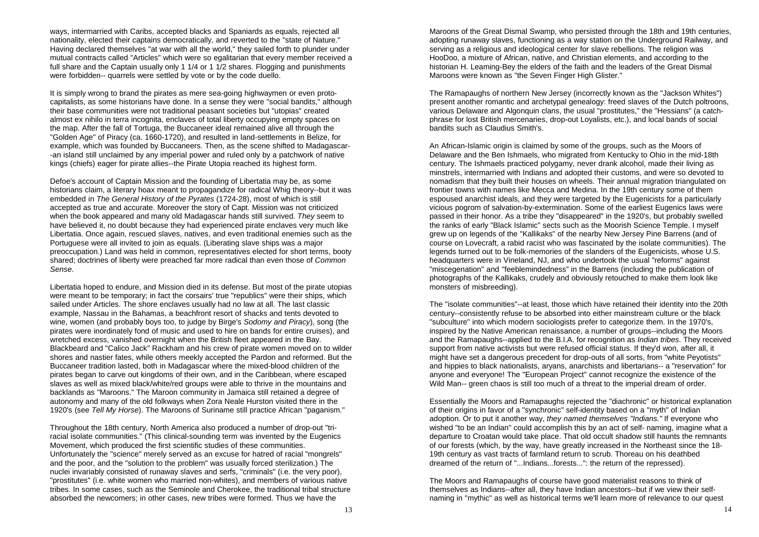ways, intermarried with Caribs, accepted blacks and Spaniards as equals, rejected all nationality, elected their captains democratically, and reverted to the "state of Nature." Having declared themselves "at war with all the world," they sailed forth to plunder under mutual contracts called "Articles" which were so egalitarian that every member received a full share and the Captain usually only 1 1/4 or 1 1/2 shares. Flogging and punishments were forbidden-- quarrels were settled by vote or by the code duello.

It is simply wrong to brand the pirates as mere sea-going highwaymen or even proto-capitalists, as some historians have done. In a sense they were "social bandits," although their base communities were not traditional peasant societies but "utopias" created almost ex nihilo in terra incognita, enclaves of total liberty occupying empty spaces on the map. After the fall of Tortuga, the Buccaneer ideal remained alive all through the "Golden Age" of Piracy (ca. 1660-1720), and resulted in land-settlements in Belize, for example, which was founded by Buccaneers. Then, as the scene shifted to Madagascar--an island still unclaimed by any imperial power and ruled only by a patchwork of native kings (chiefs) eager for pirate allies--the Pirate Utopia reached its highest form.

Defoe's account of Captain Mission and the founding of Libertatia may be, as some historians claim, a literary hoax meant to propagandize for radical Whig theory--but it was embedded in *The General History of the Pyrates* (1724-28), most of which is still accepted as true and accurate. Moreover the story of Capt. Mission was not criticized when the book appeared and many old Madagascar hands still survived. *They* seem to have believed it, no doubt because they had experienced pirate enclaves very much like Libertatia. Once again, rescued slaves, natives, and even traditional enemies such as the Portuguese were all invited to join as equals. (Liberating slave ships was a major preoccupation.) Land was held in common, representatives elected for short terms, booty shared; doctrines of liberty were preached far more radical than even those of *Common Sense*.

Libertatia hoped to endure, and Mission died in its defense. But most of the pirate utopias were meant to be temporary; in fact the corsairs' true "republics" were their ships, which sailed under Articles. The shore enclaves usually had no law at all. The last classic example, Nassau in the Bahamas, a beachfront resort of shacks and tents devoted to wine, women (and probably boys too, to judge by Birge's *Sodomy and Piracy*), song (the pirates were inordinately fond of music and used to hire on bands for entire cruises), and wretched excess, vanished overnight when the British fleet appeared in the Bay. Blackbeard and "Calico Jack" Rackham and his crew of pirate women moved on to wilder shores and nastier fates, while others meekly accepted the Pardon and reformed. But the Buccaneer tradition lasted, both in Madagascar where the mixed-blood children of the pirates began to carve out kingdoms of their own, and in the Caribbean, where escaped slaves as well as mixed black/white/red groups were able to thrive in the mountains and backlands as "Maroons." The Maroon community in Jamaica still retained a degree of autonomy and many of the old folkways when Zora Neale Hurston visited there in the 1920's (see *Tell My Horse*). The Maroons of Suriname still practice African "paganism."

Throughout the 18th century, North America also produced a number of drop-out "tri-racial isolate communities." (This clinical-sounding term was invented by the Eugenics Movement, which produced the first scientific studies of these communities. Unfortunately the "science" merely served as an excuse for hatred of racial "mongrels" and the poor, and the "solution to the problem" was usually forced sterilization.) The nuclei invariably consisted of runaway slaves and serfs, "criminals" (i.e. the very poor), "prostitutes" (i.e. white women who married non-whites), and members of various native tribes. In some cases, such as the Seminole and Cherokee, the traditional tribal structure absorbed the newcomers; in other cases, new tribes were formed. Thus we have the Maroons of the Great Dismal Swamp, who persisted through the 18th and 19th centuries, adopting runaway slaves, functioning as a way station on the Underground Railway, and serving as a religious and ideological center for slave rebellions. The religion was HooDoo, a mixture of African, native, and Christian elements, and according to the historian H. Leaming-Bey the elders of the faith and the leaders of the Great Dismal Maroons were known as "the Seven Finger High Glister."

The Ramapaughs of northern New Jersey (incorrectly known as the "Jackson Whites") present another romantic and archetypal genealogy: freed slaves of the Dutch poltroons, various Delaware and Algonquin clans, the usual "prostitutes," the "Hessians" (a catch-phrase for lost British mercenaries, drop-out Loyalists, etc.), and local bands of social bandits such as Claudius Smith's.

An African-Islamic origin is claimed by some of the groups, such as the Moors of Delaware and the Ben Ishmaels, who migrated from Kentucky to Ohio in the mid-18th century. The Ishmaels practiced polygamy, never drank alcohol, made their living as minstrels, intermarried with Indians and adopted their customs, and were so devoted to nomadism that they built their houses on wheels. Their annual migration triangulated on frontier towns with names like Mecca and Medina. In the 19th century some of them espoused anarchist ideals, and they were targeted by the Eugenicists for a particularly vicious pogrom of salvation-by-extermination. Some of the earliest Eugenics laws were passed in their honor. As a tribe they "disappeared" in the 1920's, but probably swelled the ranks of early "Black Islamic" sects such as the Moorish Science Temple. I myself grew up on legends of the "Kallikaks" of the nearby New Jersey Pine Barrens (and of course on Lovecraft, a rabid racist who was fascinated by the isolate communities). The legends turned out to be folk-memories of the slanders of the Eugenicists, whose U.S. headquarters were in Vineland, NJ, and who undertook the usual "reforms" against "miscegenation" and "feeblemindedness" in the Barrens (including the publication of photographs of the Kallikaks, crudely and obviously retouched to make them look like monsters of misbreeding).

The "isolate communities"--at least, those which have retained their identity into the 20th century--consistently refuse to be absorbed into either mainstream culture or the black "subculture" into which modern sociologists prefer to categorize them. In the 1970's, inspired by the Native American renaissance, a number of groups--including the Moors and the Ramapaughs--applied to the B.I.A. for recognition as *Indian tribes*. They received support from native activists but were refused official status. If they'd won, after all, it might have set a dangerous precedent for drop-outs of all sorts, from "white Peyotists" and hippies to black nationalists, aryans, anarchists and libertarians-- a "reservation" for anyone and everyone! The "European Project" cannot recognize the existence of the Wild Man-- green chaos is still too much of a threat to the imperial dream of order.

Essentially the Moors and Ramapaughs rejected the "diachronic" or historical explanation of their origins in favor of a "synchronic" self-identity based on a "myth" of Indian adoption. Or to put it another way, *they named themselves "Indians."* If everyone who wished "to be an Indian" could accomplish this by an act of self- naming, imagine what a departure to Croatan would take place. That old occult shadow still haunts the remnants of our forests (which, by the way, have greatly increased in the Northeast since the 18-19th century as vast tracts of farmland return to scrub. Thoreau on his deathbed dreamed of the return of "...Indians...forests...": the return of the repressed).

The Moors and Ramapaughs of course have good materialist reasons to think of themselves as Indians--after all, they have Indian ancestors--but if we view their self-naming in "mythic" as well as historical terms we'll learn more of relevance to our quest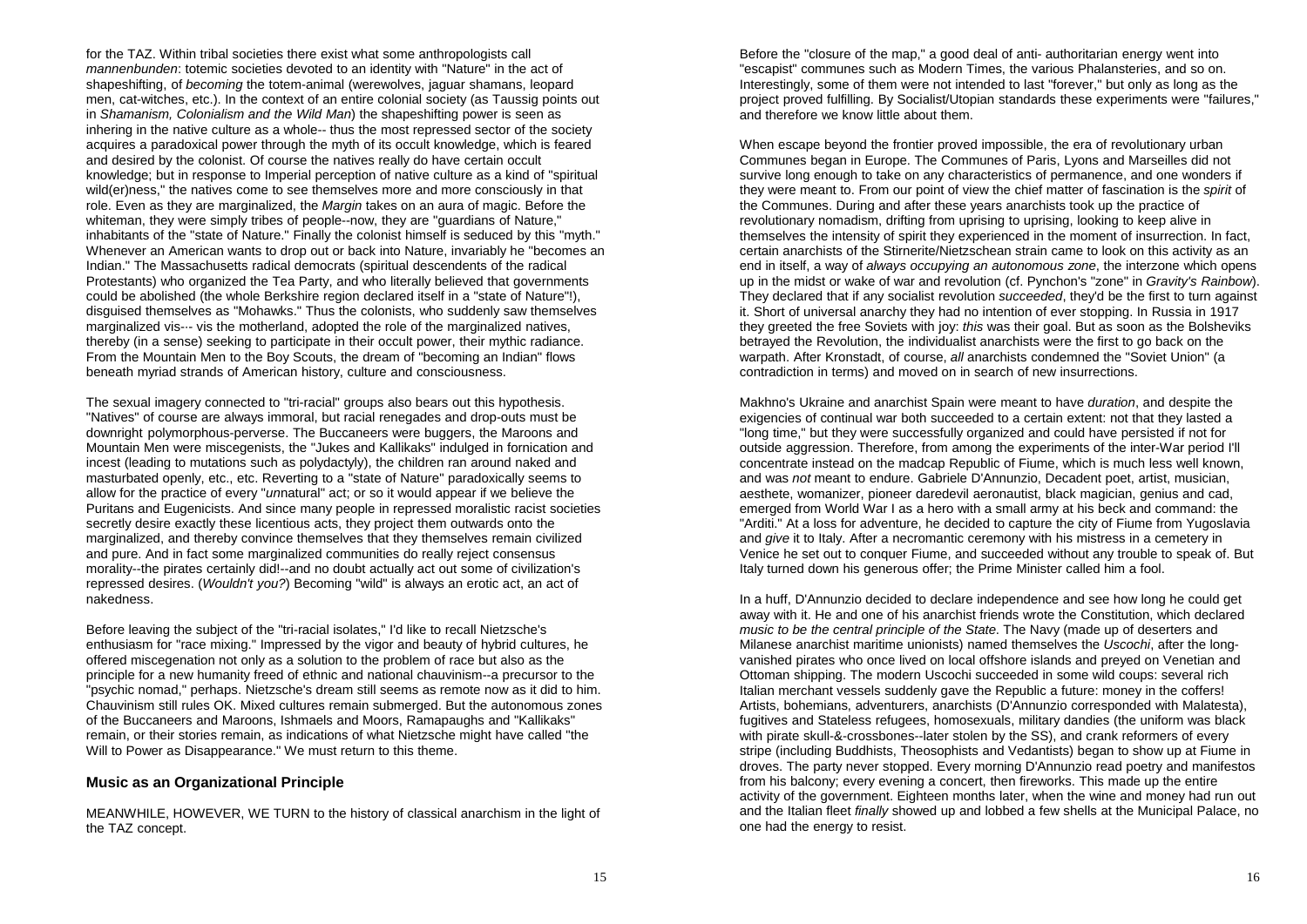for the TAZ. Within tribal societies there exist what some anthropologists call *mannenbunden*: totemic societies devoted to an identity with "Nature" in the act of shapeshifting, of *becoming* the totem-animal (werewolves, jaguar shamans, leopard men, cat-witches, etc.). In the context of an entire colonial society (as Taussig points out in *Shamanism, Colonialism and the Wild Man*) the shapeshifting power is seen as inhering in the native culture as a whole-- thus the most repressed sector of the society acquires a paradoxical power through the myth of its occult knowledge, which is feared and desired by the colonist. Of course the natives really do have certain occult knowledge; but in response to Imperial perception of native culture as a kind of "spiritual wild(er)ness," the natives come to see themselves more and more consciously in that role. Even as they are marginalized, the *Margin* takes on an aura of magic. Before the whiteman, they were simply tribes of people--now, they are "guardians of Nature," inhabitants of the "state of Nature." Finally the colonist himself is seduced by this "myth." Whenever an American wants to drop out or back into Nature, invariably he "becomes an Indian." The Massachusetts radical democrats (spiritual descendents of the radical Protestants) who organized the Tea Party, and who literally believed that governments could be abolished (the whole Berkshire region declared itself in a "state of Nature"!), disguised themselves as "Mohawks." Thus the colonists, who suddenly saw themselves marginalized vis--- vis the motherland, adopted the role of the marginalized natives, thereby (in a sense) seeking to participate in their occult power, their mythic radiance. From the Mountain Men to the Boy Scouts, the dream of "becoming an Indian" flows beneath myriad strands of American history, culture and consciousness.

The sexual imagery connected to "tri-racial" groups also bears out this hypothesis. "Natives" of course are always immoral, but racial renegades and drop-outs must be downright polymorphous-perverse. The Buccaneers were buggers, the Maroons and Mountain Men were miscegenists, the "Jukes and Kallikaks" indulged in fornication and incest (leading to mutations such as polydactyly), the children ran around naked and masturbated openly, etc., etc. Reverting to a "state of Nature" paradoxically seems to allow for the practice of every "*un*natural" act; or so it would appear if we believe the Puritans and Eugenicists. And since many people in repressed moralistic racist societies secretly desire exactly these licentious acts, they project them outwards onto the marginalized, and thereby convince themselves that they themselves remain civilized and pure. And in fact some marginalized communities do really reject consensus morality--the pirates certainly did!--and no doubt actually act out some of civilization's repressed desires. (*Wouldn't you?*) Becoming "wild" is always an erotic act, an act of nakedness.

Before leaving the subject of the "tri-racial isolates," I'd like to recall Nietzsche's enthusiasm for "race mixing." Impressed by the vigor and beauty of hybrid cultures, he offered miscegenation not only as a solution to the problem of race but also as the principle for a new humanity freed of ethnic and national chauvinism--a precursor to the "psychic nomad," perhaps. Nietzsche's dream still seems as remote now as it did to him. Chauvinism still rules OK. Mixed cultures remain submerged. But the autonomous zones of the Buccaneers and Maroons, Ishmaels and Moors, Ramapaughs and "Kallikaks" remain, or their stories remain, as indications of what Nietzsche might have called "the Will to Power as Disappearance." We must return to this theme.

### Music as an Organizational Principle

MEANWHILE, HOWEVER, WE TURN to the history of classical anarchism in the light of the TAZ concept.

Before the "closure of the map," a good deal of anti- authoritarian energy went into "escapist" communes such as Modern Times, the various Phalansteries, and so on. Interestingly, some of them were not intended to last "forever," but only as long as the project proved fulfilling. By Socialist/Utopian standards these experiments were "failures," and therefore we know little about them.

When escape beyond the frontier proved impossible, the era of revolutionary urban Communes began in Europe. The Communes of Paris, Lyons and Marseilles did not survive long enough to take on any characteristics of permanence, and one wonders if they were meant to. From our point of view the chief matter of fascination is the *spirit* of the Communes. During and after these years anarchists took up the practice of revolutionary nomadism, drifting from uprising to uprising, looking to keep alive in themselves the intensity of spirit they experienced in the moment of insurrection. In fact, certain anarchists of the Stirnerite/Nietzschean strain came to look on this activity as an end in itself, a way of *always occupying an autonomous zone*, the interzone which opens up in the midst or wake of war and revolution (cf. Pynchon's "zone" in *Gravity's Rainbow*). They declared that if any socialist revolution *succeeded*, they'd be the first to turn against it. Short of universal anarchy they had no intention of ever stopping. In Russia in 1917 they greeted the free Soviets with joy: *this* was their goal. But as soon as the Bolsheviks betrayed the Revolution, the individualist anarchists were the first to go back on the warpath. After Kronstadt, of course, *all* anarchists condemned the "Soviet Union" (a contradiction in terms) and moved on in search of new insurrections.

Makhno's Ukraine and anarchist Spain were meant to have *duration*, and despite the exigencies of continual war both succeeded to a certain extent: not that they lasted a "long time," but they were successfully organized and could have persisted if not for outside aggression. Therefore, from among the experiments of the inter-War period I'll concentrate instead on the madcap Republic of Fiume, which is much less well known, and was *not* meant to endure. Gabriele D'Annunzio, Decadent poet, artist, musician, aesthete, womanizer, pioneer daredevil aeronautist, black magician, genius and cad, emerged from World War I as a hero with a small army at his beck and command: the "Arditi." At a loss for adventure, he decided to capture the city of Fiume from Yugoslavia and *give* it to Italy. After a necromantic ceremony with his mistress in a cemetery in Venice he set out to conquer Fiume, and succeeded without any trouble to speak of. But Italy turned down his generous offer; the Prime Minister called him a fool.

In a huff, D'Annunzio decided to declare independence and see how long he could get away with it. He and one of his anarchist friends wrote the Constitution, which declared *music to be the central principle of the State.* The Navy (made up of deserters and Milanese anarchist maritime unionists) named themselves the *Uscochi*, after the long-vanished pirates who once lived on local offshore islands and preyed on Venetian and Ottoman shipping. The modern Uscochi succeeded in some wild coups: several rich Italian merchant vessels suddenly gave the Republic a future: money in the coffers! Artists, bohemians, adventurers, anarchists (D'Annunzio corresponded with Malatesta), fugitives and Stateless refugees, homosexuals, military dandies (the uniform was black with pirate skull-&-crossbones--later stolen by the SS), and crank reformers of every stripe (including Buddhists, Theosophists and Vedantists) began to show up at Fiume in droves. The party never stopped. Every morning D'Annunzio read poetry and manifestos from his balcony; every evening a concert, then fireworks. This made up the entire activity of the government. Eighteen months later, when the wine and money had run out and the Italian fleet *finally* showed up and lobbed a few shells at the Municipal Palace, no one had the energy to resist.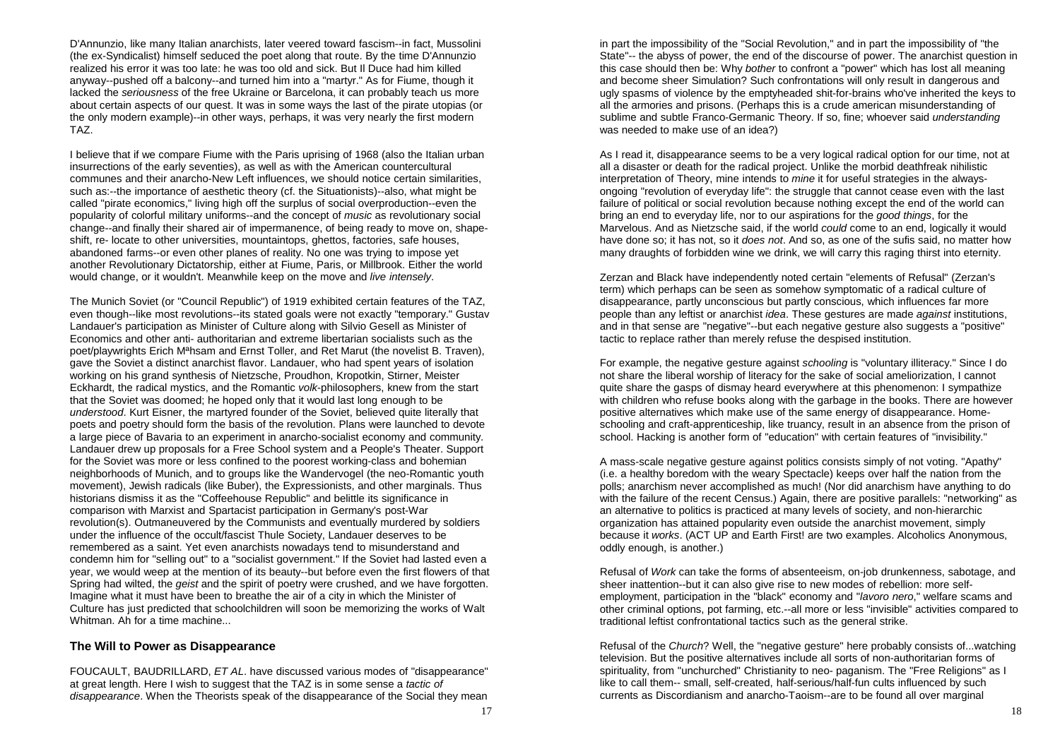D'Annunzio, like many Italian anarchists, later veered toward fascism--in fact, Mussolini (the ex-Syndicalist) himself seduced the poet along that route. By the time D'Annunzio realized his error it was too late: he was too old and sick. But Il Duce had him killed anyway--pushed off a balcony--and turned him into a "martyr." As for Fiume, though it lacked the *seriousness* of the free Ukraine or Barcelona, it can probably teach us more about certain aspects of our quest. It was in some ways the last of the pirate utopias (or the only modern example)--in other ways, perhaps, it was very nearly the first modern TAZ.

I believe that if we compare Fiume with the Paris uprising of 1968 (also the Italian urban insurrections of the early seventies), as well as with the American countercultural communes and their anarcho-New Left influences, we should notice certain similarities, such as:--the importance of aesthetic theory (cf. the Situationists)--also, what might be called "pirate economics," living high off the surplus of social overproduction--even the popularity of colorful military uniforms--and the concept of *music* as revolutionary social change--and finally their shared air of impermanence, of being ready to move on, shape-shift, re- locate to other universities, mountaintops, ghettos, factories, safe houses, abandoned farms--or even other planes of reality. No one was trying to impose yet another Revolutionary Dictatorship, either at Fiume, Paris, or Millbrook. Either the world would change, or it wouldn't. Meanwhile keep on the move and *live intensely*.

The Munich Soviet (or "Council Republic") of 1919 exhibited certain features of the TAZ, even though--like most revolutions--its stated goals were not exactly "temporary." Gustav Landauer's participation as Minister of Culture along with Silvio Gesell as Minister of Economics and other anti- authoritarian and extreme libertarian socialists such as the poet/playwrights Erich Mªhsam and Ernst Toller, and Ret Marut (the novelist B. Traven), gave the Soviet a distinct anarchist flavor. Landauer, who had spent years of isolation working on his grand synthesis of Nietzsche, Proudhon, Kropotkin, Stirner, Meister Eckhardt, the radical mystics, and the Romantic *volk*-philosophers, knew from the start that the Soviet was doomed; he hoped only that it would last long enough to be *understood*. Kurt Eisner, the martyred founder of the Soviet, believed quite literally that poets and poetry should form the basis of the revolution. Plans were launched to devote a large piece of Bavaria to an experiment in anarcho-socialist economy and community. Landauer drew up proposals for a Free School system and a People's Theater. Support for the Soviet was more or less confined to the poorest working-class and bohemian neighborhoods of Munich, and to groups like the Wandervogel (the neo-Romantic youth movement), Jewish radicals (like Buber), the Expressionists, and other marginals. Thus historians dismiss it as the "Coffeehouse Republic" and belittle its significance in comparison with Marxist and Spartacist participation in Germany's post-War revolution(s). Outmaneuvered by the Communists and eventually murdered by soldiers under the influence of the occult/fascist Thule Society, Landauer deserves to be remembered as a saint. Yet even anarchists nowadays tend to misunderstand and condemn him for "selling out" to a "socialist government." If the Soviet had lasted even a year, we would weep at the mention of its beauty--but before even the first flowers of that Spring had wilted, the *geist* and the spirit of poetry were crushed, and we have forgotten. Imagine what it must have been to breathe the air of a city in which the Minister of Culture has just predicted that schoolchildren will soon be memorizing the works of Walt Whitman. Ah for a time machine...

### The Will to Power as Disappearance

FOUCAULT, BAUDRILLARD, *ET AL*. have discussed various modes of "disappearance" at great length. Here I wish to suggest that the TAZ is in some sense a *tactic of disappearance*. When the Theorists speak of the disappearance of the Social they mean in part the impossibility of the "Social Revolution," and in part the impossibility of "the State"-- the abyss of power, the end of the discourse of power. The anarchist question in this case should then be: Why *bother* to confront a "power" which has lost all meaning and become sheer Simulation? Such confrontations will only result in dangerous and ugly spasms of violence by the emptyheaded shit-for-brains who've inherited the keys to all the armories and prisons. (Perhaps this is a crude american misunderstanding of sublime and subtle Franco-Germanic Theory. If so, fine; whoever said *understanding* was needed to make use of an idea?)

As I read it, disappearance seems to be a very logical radical option for our time, not at all a disaster or death for the radical project. Unlike the morbid deathfreak nihilistic interpretation of Theory, mine intends to *mine* it for useful strategies in the always-ongoing "revolution of everyday life": the struggle that cannot cease even with the last failure of political or social revolution because nothing except the end of the world can bring an end to everyday life, nor to our aspirations for the *good things*, for the Marvelous. And as Nietzsche said, if the world *could* come to an end, logically it would have done so; it has not, so it *does not*. And so, as one of the sufis said, no matter how many draughts of forbidden wine we drink, we will carry this raging thirst into eternity.

Zerzan and Black have independently noted certain "elements of Refusal" (Zerzan's term) which perhaps can be seen as somehow symptomatic of a radical culture of disappearance, partly unconscious but partly conscious, which influences far more people than any leftist or anarchist *idea*. These gestures are made *against* institutions, and in that sense are "negative"--but each negative gesture also suggests a "positive" tactic to replace rather than merely refuse the despised institution.

For example, the negative gesture against *schooling* is "voluntary illiteracy." Since I do not share the liberal worship of literacy for the sake of social ameliorization, I cannot quite share the gasps of dismay heard everywhere at this phenomenon: I sympathize with children who refuse books along with the garbage in the books. There are however positive alternatives which make use of the same energy of disappearance. Home-schooling and craft-apprenticeship, like truancy, result in an absence from the prison of school. Hacking is another form of "education" with certain features of "invisibility."

A mass-scale negative gesture against politics consists simply of not voting. "Apathy" (i.e. a healthy boredom with the weary Spectacle) keeps over half the nation from the polls; anarchism never accomplished as much! (Nor did anarchism have anything to do with the failure of the recent Census.) Again, there are positive parallels: "networking" as an alternative to politics is practiced at many levels of society, and non-hierarchic organization has attained popularity even outside the anarchist movement, simply because it *works*. (ACT UP and Earth First! are two examples. Alcoholics Anonymous, oddly enough, is another.)

Refusal of *Work* can take the forms of absenteeism, on-job drunkenness, sabotage, and sheer inattention--but it can also give rise to new modes of rebellion: more self-employment, participation in the "black" economy and "*lavoro nero*," welfare scams and other criminal options, pot farming, etc.--all more or less "invisible" activities compared to traditional leftist confrontational tactics such as the general strike.

Refusal of the *Church*? Well, the "negative gesture" here probably consists of...watching television. But the positive alternatives include all sorts of non-authoritarian forms of spirituality, from "unchurched" Christianity to neo- paganism. The "Free Religions" as I like to call them-- small, self-created, half-serious/half-fun cults influenced by such currents as Discordianism and anarcho-Taoism--are to be found all over marginal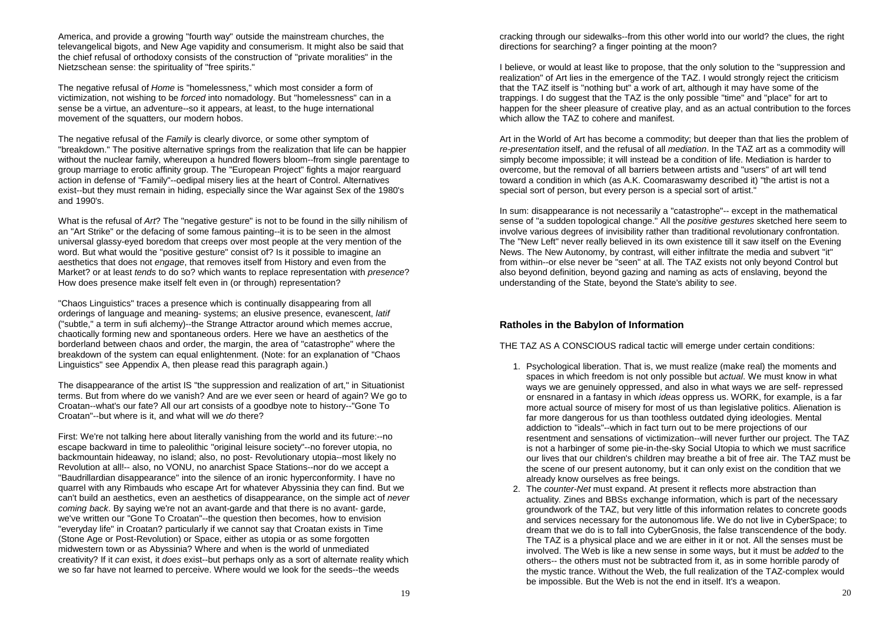America, and provide a growing "fourth way" outside the mainstream churches, the televangelical bigots, and New Age vapidity and consumerism. It might also be said that the chief refusal of orthodoxy consists of the construction of "private moralities" in the Nietzschean sense: the spirituality of "free spirits."

The negative refusal of *Home* is "homelessness," which most consider a form of victimization, not wishing to be *forced* into nomadology. But "homelessness" can in a sense be a virtue, an adventure--so it appears, at least, to the huge international movement of the squatters, our modern hobos.

The negative refusal of the *Family* is clearly divorce, or some other symptom of "breakdown." The positive alternative springs from the realization that life can be happier without the nuclear family, whereupon a hundred flowers bloom--from single parentage to group marriage to erotic affinity group. The "European Project" fights a major rearguard action in defense of "Family"--oedipal misery lies at the heart of Control. Alternatives exist--but they must remain in hiding, especially since the War against Sex of the 1980's and 1990's.

What is the refusal of *Art*? The "negative gesture" is not to be found in the silly nihilism of an "Art Strike" or the defacing of some famous painting--it is to be seen in the almost universal glassy-eyed boredom that creeps over most people at the very mention of the word. But what would the "positive gesture" consist of? Is it possible to imagine an aesthetics that does not *engage*, that removes itself from History and even from the Market? or at least *tends* to do so? which wants to replace representation with *presence*? How does presence make itself felt even in (or through) representation?

"Chaos Linguistics" traces a presence which is continually disappearing from all orderings of language and meaning- systems; an elusive presence, evanescent, *latif* ("subtle," a term in sufi alchemy)--the Strange Attractor around which memes accrue, chaotically forming new and spontaneous orders. Here we have an aesthetics of the borderland between chaos and order, the margin, the area of "catastrophe" where the breakdown of the system can equal enlightenment. (Note: for an explanation of "Chaos Linguistics" see Appendix A, then please read this paragraph again.)

The disappearance of the artist IS "the suppression and realization of art," in Situationist terms. But from where do we vanish? And are we ever seen or heard of again? We go to Croatan--what's our fate? All our art consists of a goodbye note to history--"Gone To Croatan"--but where is it, and what will we *do* there?

First: We're not talking here about literally vanishing from the world and its future:--no escape backward in time to paleolithic "original leisure society"--no forever utopia, no backmountain hideaway, no island; also, no post- Revolutionary utopia--most likely no Revolution at all!-- also, no VONU, no anarchist Space Stations--nor do we accept a "Baudrillardian disappearance" into the silence of an ironic hyperconformity. I have no quarrel with any Rimbauds who escape Art for whatever Abyssinia they can find. But we can't build an aesthetics, even an aesthetics of disappearance, on the simple act of *never coming back*. By saying we're not an avant-garde and that there is no avant- garde, we've written our "Gone To Croatan"--the question then becomes, how to envision "everyday life" in Croatan? particularly if we cannot say that Croatan exists in Time (Stone Age or Post-Revolution) or Space, either as utopia or as some forgotten midwestern town or as Abyssinia? Where and when is the world of unmediated creativity? If it *can* exist, it *does* exist--but perhaps only as a sort of alternate reality which we so far have not learned to perceive. Where would we look for the seeds--the weeds cracking through our sidewalks--from this other world into our world? the clues, the right directions for searching? a finger pointing at the moon?

I believe, or would at least like to propose, that the only solution to the "suppression and realization" of Art lies in the emergence of the TAZ. I would strongly reject the criticism that the TAZ itself is "nothing but" a work of art, although it may have some of the trappings. I do suggest that the TAZ is the only possible "time" and "place" for art to happen for the sheer pleasure of creative play, and as an actual contribution to the forces which allow the TAZ to cohere and manifest.

Art in the World of Art has become a commodity; but deeper than that lies the problem of *re-presentation* itself, and the refusal of all *mediation*. In the TAZ art as a commodity will simply become impossible; it will instead be a condition of life. Mediation is harder to overcome, but the removal of all barriers between artists and "users" of art will tend toward a condition in which (as A.K. Coomaraswamy described it) "the artist is not a special sort of person, but every person is a special sort of artist."

In sum: disappearance is not necessarily a "catastrophe"-- except in the mathematical sense of "a sudden topological change." All the *positive gestures* sketched here seem to involve various degrees of invisibility rather than traditional revolutionary confrontation. The "New Left" never really believed in its own existence till it saw itself on the Evening News. The New Autonomy, by contrast, will either infiltrate the media and subvert "it" from within--or else never be "seen" at all. The TAZ exists not only beyond Control but also beyond definition, beyond gazing and naming as acts of enslaving, beyond the understanding of the State, beyond the State's ability to *see*.

## Ratholes in the Babylon of Information

THE TAZ AS A CONSCIOUS radical tactic will emerge under certain conditions:

1. Psychological liberation. That is, we must realize (make real) the moments and spaces in which freedom is not only possible but *actual*. We must know in what ways we are genuinely oppressed, and also in what ways we are self- repressed or ensnared in a fantasy in which *ideas* oppress us. WORK, for example, is a far more actual source of misery for most of us than legislative politics. Alienation is far more dangerous for us than toothless outdated dying ideologies. Mental addiction to "ideals"--which in fact turn out to be mere projections of our resentment and sensations of victimization--will never further our project. The TAZ is not a harbinger of some pie-in-the-sky Social Utopia to which we must sacrifice our lives that our children's children may breathe a bit of free air. The TAZ must be the scene of our present autonomy, but it can only exist on the condition that we already know ourselves as free beings.
2. The *counter-Net* must expand. At present it reflects more abstraction than actuality. Zines and BBSs exchange information, which is part of the necessary groundwork of the TAZ, but very little of this information relates to concrete goods and services necessary for the autonomous life. We do not live in CyberSpace; to dream that we do is to fall into CyberGnosis, the false transcendence of the body. The TAZ is a physical place and we are either in it or not. All the senses must be involved. The Web is like a new sense in some ways, but it must be *added* to the others-- the others must not be subtracted from it, as in some horrible parody of the mystic trance. Without the Web, the full realization of the TAZ-complex would be impossible. But the Web is not the end in itself. It's a weapon.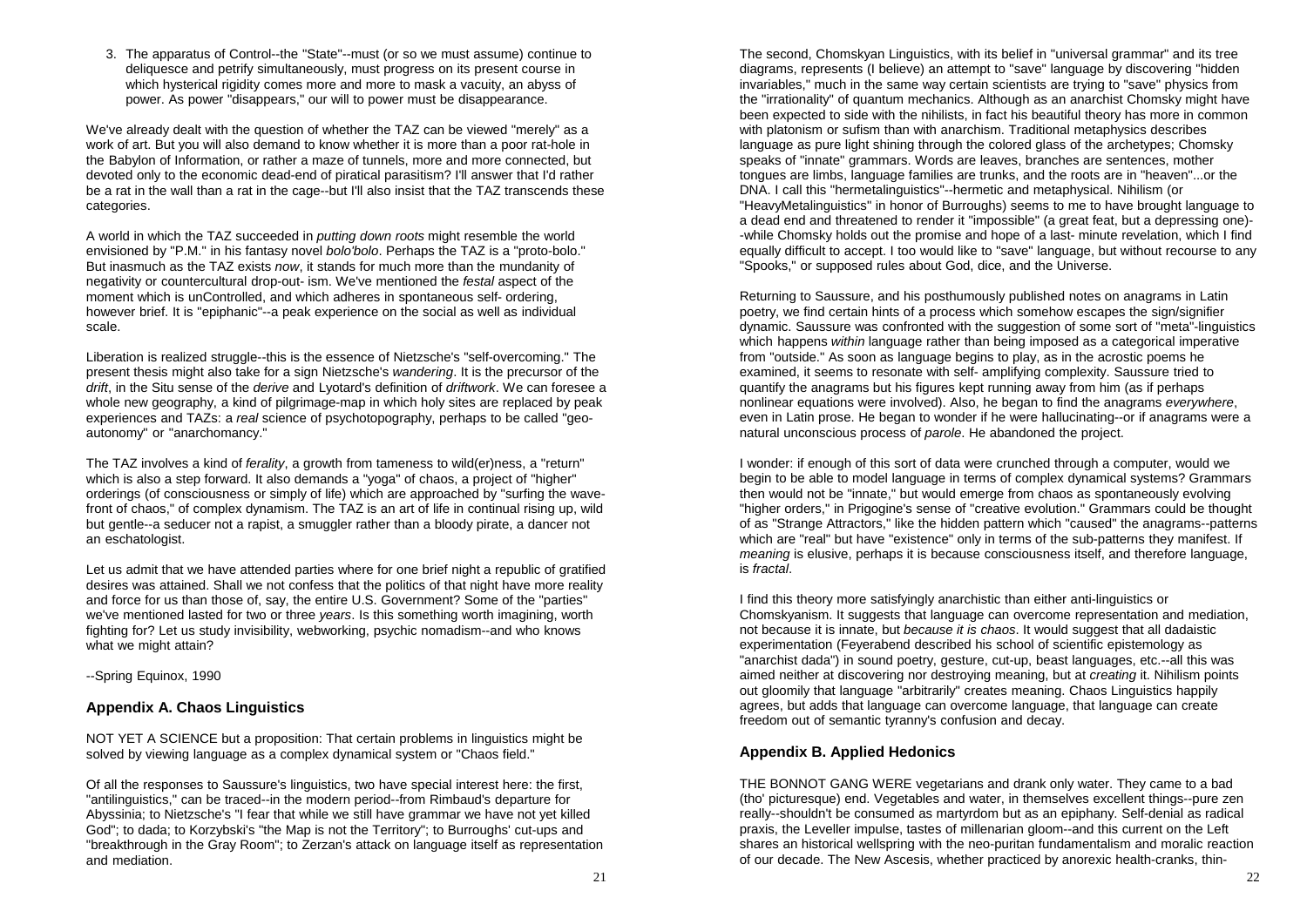3. The apparatus of Control--the "State"--must (or so we must assume) continue to deliquesce and petrify simultaneously, must progress on its present course in which hysterical rigidity comes more and more to mask a vacuity, an abyss of power. As power "disappears," our will to power must be disappearance.

We've already dealt with the question of whether the TAZ can be viewed "merely" as a work of art. But you will also demand to know whether it is more than a poor rat-hole in the Babylon of Information, or rather a maze of tunnels, more and more connected, but devoted only to the economic dead-end of piratical parasitism? I'll answer that I'd rather be a rat in the wall than a rat in the cage--but I'll also insist that the TAZ transcends these categories.

A world in which the TAZ succeeded in *putting down roots* might resemble the world envisioned by "P.M." in his fantasy novel *bolo'bolo*. Perhaps the TAZ is a "proto-bolo." But inasmuch as the TAZ exists *now*, it stands for much more than the mundanity of negativity or countercultural drop-out- ism. We've mentioned the *festal* aspect of the moment which is unControlled, and which adheres in spontaneous self- ordering, however brief. It is "epiphanic"--a peak experience on the social as well as individual scale.

Liberation is realized struggle--this is the essence of Nietzsche's "self-overcoming." The present thesis might also take for a sign Nietzsche's *wandering*. It is the precursor of the *drift*, in the Situ sense of the *derive* and Lyotard's definition of *driftwork*. We can foresee a whole new geography, a kind of pilgrimage-map in which holy sites are replaced by peak experiences and TAZs: a *real* science of psychotopography, perhaps to be called "geo-autonomy" or "anarchomancy."

The TAZ involves a kind of *ferality*, a growth from tameness to wild(er)ness, a "return" which is also a step forward. It also demands a "yoga" of chaos, a project of "higher" orderings (of consciousness or simply of life) which are approached by "surfing the wave-front of chaos," of complex dynamism. The TAZ is an art of life in continual rising up, wild but gentle--a seducer not a rapist, a smuggler rather than a bloody pirate, a dancer not an eschatologist.

Let us admit that we have attended parties where for one brief night a republic of gratified desires was attained. Shall we not confess that the politics of that night have more reality and force for us than those of, say, the entire U.S. Government? Some of the "parties" we've mentioned lasted for two or three *years*. Is this something worth imagining, worth fighting for? Let us study invisibility, webworking, psychic nomadism--and who knows what we might attain?

--Spring Equinox, 1990

## Appendix A. Chaos Linguistics

NOT YET A SCIENCE but a proposition: That certain problems in linguistics might be solved by viewing language as a complex dynamical system or "Chaos field."

Of all the responses to Saussure's linguistics, two have special interest here: the first, "antilinguistics," can be traced--in the modern period--from Rimbaud's departure for Abyssinia; to Nietzsche's "I fear that while we still have grammar we have not yet killed God"; to dada; to Korzybski's "the Map is not the Territory"; to Burroughs' cut-ups and "breakthrough in the Gray Room"; to Zerzan's attack on language itself as representation and mediation.

The second, Chomskyan Linguistics, with its belief in "universal grammar" and its tree diagrams, represents (I believe) an attempt to "save" language by discovering "hidden invariables," much in the same way certain scientists are trying to "save" physics from the "irrationality" of quantum mechanics. Although as an anarchist Chomsky might have been expected to side with the nihilists, in fact his beautiful theory has more in common with platonism or sufism than with anarchism. Traditional metaphysics describes language as pure light shining through the colored glass of the archetypes; Chomsky speaks of "innate" grammars. Words are leaves, branches are sentences, mother tongues are limbs, language families are trunks, and the roots are in "heaven"...or the DNA. I call this "hermetalinguistics"--hermetic and metaphysical. Nihilism (or "HeavyMetalinguistics" in honor of Burroughs) seems to me to have brought language to a dead end and threatened to render it "impossible" (a great feat, but a depressing one)--while Chomsky holds out the promise and hope of a last- minute revelation, which I find equally difficult to accept. I too would like to "save" language, but without recourse to any "Spooks," or supposed rules about God, dice, and the Universe.

Returning to Saussure, and his posthumously published notes on anagrams in Latin poetry, we find certain hints of a process which somehow escapes the sign/signifier dynamic. Saussure was confronted with the suggestion of some sort of "meta"-linguistics which happens *within* language rather than being imposed as a categorical imperative from "outside." As soon as language begins to play, as in the acrostic poems he examined, it seems to resonate with self- amplifying complexity. Saussure tried to quantify the anagrams but his figures kept running away from him (as if perhaps nonlinear equations were involved). Also, he began to find the anagrams *everywhere*, even in Latin prose. He began to wonder if he were hallucinating--or if anagrams were a natural unconscious process of *parole*. He abandoned the project.

I wonder: if enough of this sort of data were crunched through a computer, would we begin to be able to model language in terms of complex dynamical systems? Grammars then would not be "innate," but would emerge from chaos as spontaneously evolving "higher orders," in Prigogine's sense of "creative evolution." Grammars could be thought of as "Strange Attractors," like the hidden pattern which "caused" the anagrams--patterns which are "real" but have "existence" only in terms of the sub-patterns they manifest. If *meaning* is elusive, perhaps it is because consciousness itself, and therefore language, is *fractal*.

I find this theory more satisfyingly anarchistic than either anti-linguistics or Chomskyanism. It suggests that language can overcome representation and mediation, not because it is innate, but *because it is chaos*. It would suggest that all dadaistic experimentation (Feyerabend described his school of scientific epistemology as "anarchist dada") in sound poetry, gesture, cut-up, beast languages, etc.--all this was aimed neither at discovering nor destroying meaning, but at *creating* it. Nihilism points out gloomily that language "arbitrarily" creates meaning. Chaos Linguistics happily agrees, but adds that language can overcome language, that language can create freedom out of semantic tyranny's confusion and decay.

## Appendix B. Applied Hedonics

THE BONNOT GANG WERE vegetarians and drank only water. They came to a bad (tho' picturesque) end. Vegetables and water, in themselves excellent things--pure zen really--shouldn't be consumed as martyrdom but as an epiphany. Self-denial as radical praxis, the Leveller impulse, tastes of millenarian gloom--and this current on the Left shares an historical wellspring with the neo-puritan fundamentalism and moralic reaction of our decade. The New Ascesis, whether practiced by anorexic health-cranks, thin-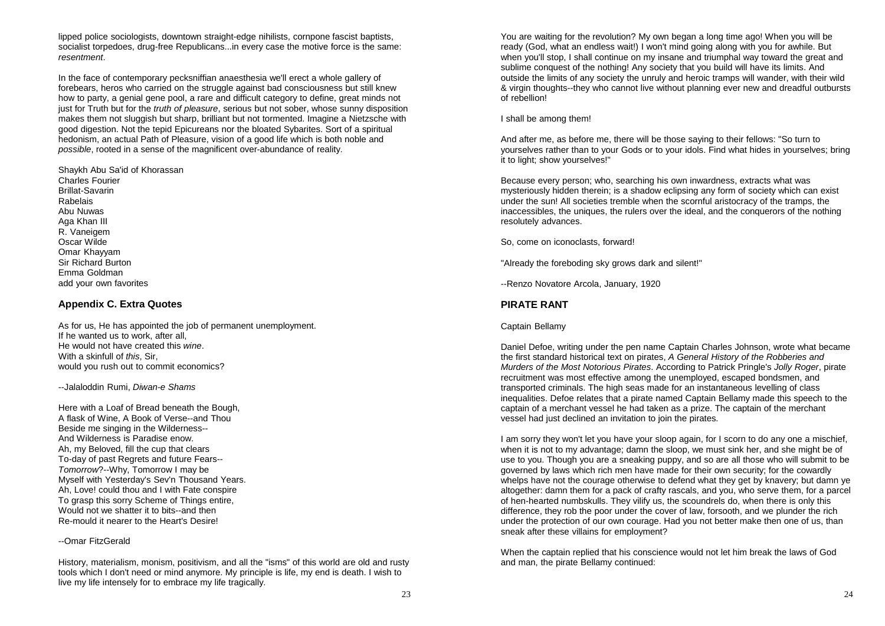lipped police sociologists, downtown straight-edge nihilists, cornpone fascist baptists, socialist torpedoes, drug-free Republicans...in every case the motive force is the same: *resentment*.

In the face of contemporary pecksniffian anaesthesia we'll erect a whole gallery of forebears, heros who carried on the struggle against bad consciousness but still knew how to party, a genial gene pool, a rare and difficult category to define, great minds not just for Truth but for the *truth of pleasure*, serious but not sober, whose sunny disposition makes them not sluggish but sharp, brilliant but not tormented. Imagine a Nietzsche with good digestion. Not the tepid Epicureans nor the bloated Sybarites. Sort of a spiritual hedonism, an actual Path of Pleasure, vision of a good life which is both noble and *possible*, rooted in a sense of the magnificent over-abundance of reality.

Shaykh Abu Sa'id of Khorassan
Charles Fourier
Brillat-Savarin
Rabelais
Abu Nuwas
Aga Khan III
R. Vaneigem
Oscar Wilde
Omar Khayyam
Sir Richard Burton
Emma Goldman
add your own favorites

### Appendix C. Extra Quotes

As for us, He has appointed the job of permanent unemployment.
If he wanted us to work, after all,
He would not have created this *wine*.
With a skinfull of *this*, Sir,
would you rush out to commit economics?

--Jalaloddin Rumi, *Diwan-e Shams*

Here with a Loaf of Bread beneath the Bough,
A flask of Wine, A Book of Verse--and Thou
Beside me singing in the Wilderness--
And Wilderness is Paradise enow.
Ah, my Beloved, fill the cup that clears
To-day of past Regrets and future Fears--
*Tomorrow*?--Why, Tomorrow I may be
Myself with Yesterday's Sev'n Thousand Years.
Ah, Love! could thou and I with Fate conspire
To grasp this sorry Scheme of Things entire,
Would not we shatter it to bits--and then
Re-mould it nearer to the Heart's Desire!

--Omar FitzGerald

History, materialism, monism, positivism, and all the "isms" of this world are old and rusty tools which I don't need or mind anymore. My principle is life, my end is death. I wish to live my life intensely for to embrace my life tragically.

You are waiting for the revolution? My own began a long time ago! When you will be ready (God, what an endless wait!) I won't mind going along with you for awhile. But when you'll stop, I shall continue on my insane and triumphal way toward the great and sublime conquest of the nothing! Any society that you build will have its limits. And outside the limits of any society the unruly and heroic tramps will wander, with their wild & virgin thoughts--they who cannot live without planning ever new and dreadful outbursts of rebellion!

I shall be among them!

And after me, as before me, there will be those saying to their fellows: "So turn to yourselves rather than to your Gods or to your idols. Find what hides in yourselves; bring it to light; show yourselves!"

Because every person; who, searching his own inwardness, extracts what was mysteriously hidden therein; is a shadow eclipsing any form of society which can exist under the sun! All societies tremble when the scornful aristocracy of the tramps, the inaccessibles, the uniques, the rulers over the ideal, and the conquerors of the nothing resolutely advances.

So, come on iconoclasts, forward!

"Already the foreboding sky grows dark and silent!"

--Renzo Novatore Arcola, January, 1920

### PIRATE RANT

Captain Bellamy

Daniel Defoe, writing under the pen name Captain Charles Johnson, wrote what became the first standard historical text on pirates, *A General History of the Robberies and Murders of the Most Notorious Pirates*. According to Patrick Pringle's *Jolly Roger*, pirate recruitment was most effective among the unemployed, escaped bondsmen, and transported criminals. The high seas made for an instantaneous levelling of class inequalities. Defoe relates that a pirate named Captain Bellamy made this speech to the captain of a merchant vessel he had taken as a prize. The captain of the merchant vessel had just declined an invitation to join the pirates.

I am sorry they won't let you have your sloop again, for I scorn to do any one a mischief, when it is not to my advantage; damn the sloop, we must sink her, and she might be of use to you. Though you are a sneaking puppy, and so are all those who will submit to be governed by laws which rich men have made for their own security; for the cowardly whelps have not the courage otherwise to defend what they get by knavery; but damn ye altogether: damn them for a pack of crafty rascals, and you, who serve them, for a parcel of hen-hearted numbskulls. They vilify us, the scoundrels do, when there is only this difference, they rob the poor under the cover of law, forsooth, and we plunder the rich under the protection of our own courage. Had you not better make then one of us, than sneak after these villains for employment?

When the captain replied that his conscience would not let him break the laws of God and man, the pirate Bellamy continued: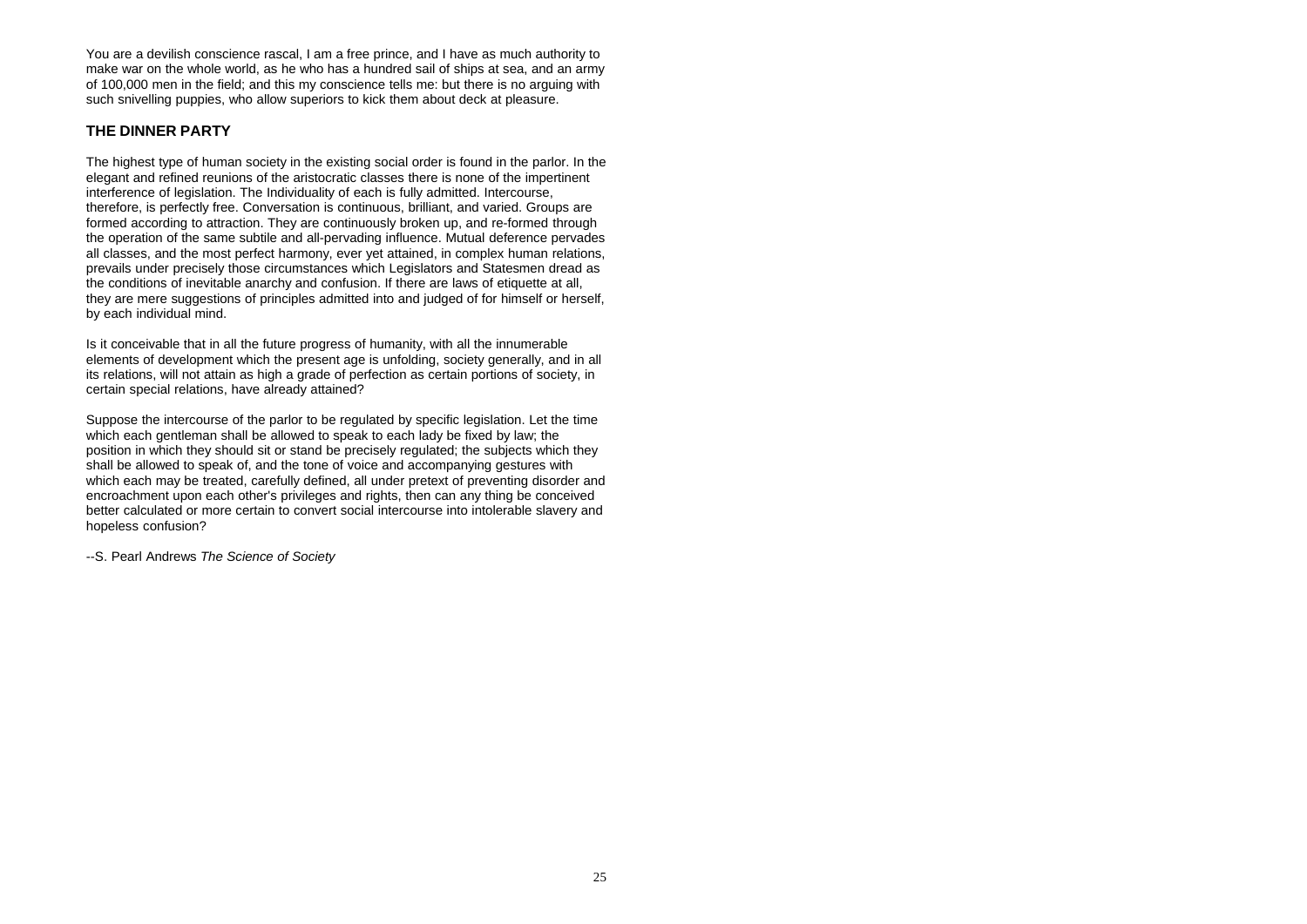You are a devilish conscience rascal, I am a free prince, and I have as much authority to make war on the whole world, as he who has a hundred sail of ships at sea, and an army of 100,000 men in the field; and this my conscience tells me: but there is no arguing with such snivelling puppies, who allow superiors to kick them about deck at pleasure.

## THE DINNER PARTY

The highest type of human society in the existing social order is found in the parlor. In the elegant and refined reunions of the aristocratic classes there is none of the impertinent interference of legislation. The Individuality of each is fully admitted. Intercourse, therefore, is perfectly free. Conversation is continuous, brilliant, and varied. Groups are formed according to attraction. They are continuously broken up, and re-formed through the operation of the same subtile and all-pervading influence. Mutual deference pervades all classes, and the most perfect harmony, ever yet attained, in complex human relations, prevails under precisely those circumstances which Legislators and Statesmen dread as the conditions of inevitable anarchy and confusion. If there are laws of etiquette at all, they are mere suggestions of principles admitted into and judged of for himself or herself, by each individual mind.

Is it conceivable that in all the future progress of humanity, with all the innumerable elements of development which the present age is unfolding, society generally, and in all its relations, will not attain as high a grade of perfection as certain portions of society, in certain special relations, have already attained?

Suppose the intercourse of the parlor to be regulated by specific legislation. Let the time which each gentleman shall be allowed to speak to each lady be fixed by law; the position in which they should sit or stand be precisely regulated; the subjects which they shall be allowed to speak of, and the tone of voice and accompanying gestures with which each may be treated, carefully defined, all under pretext of preventing disorder and encroachment upon each other's privileges and rights, then can any thing be conceived better calculated or more certain to convert social intercourse into intolerable slavery and hopeless confusion?

--S. Pearl Andrews *The Science of Society*